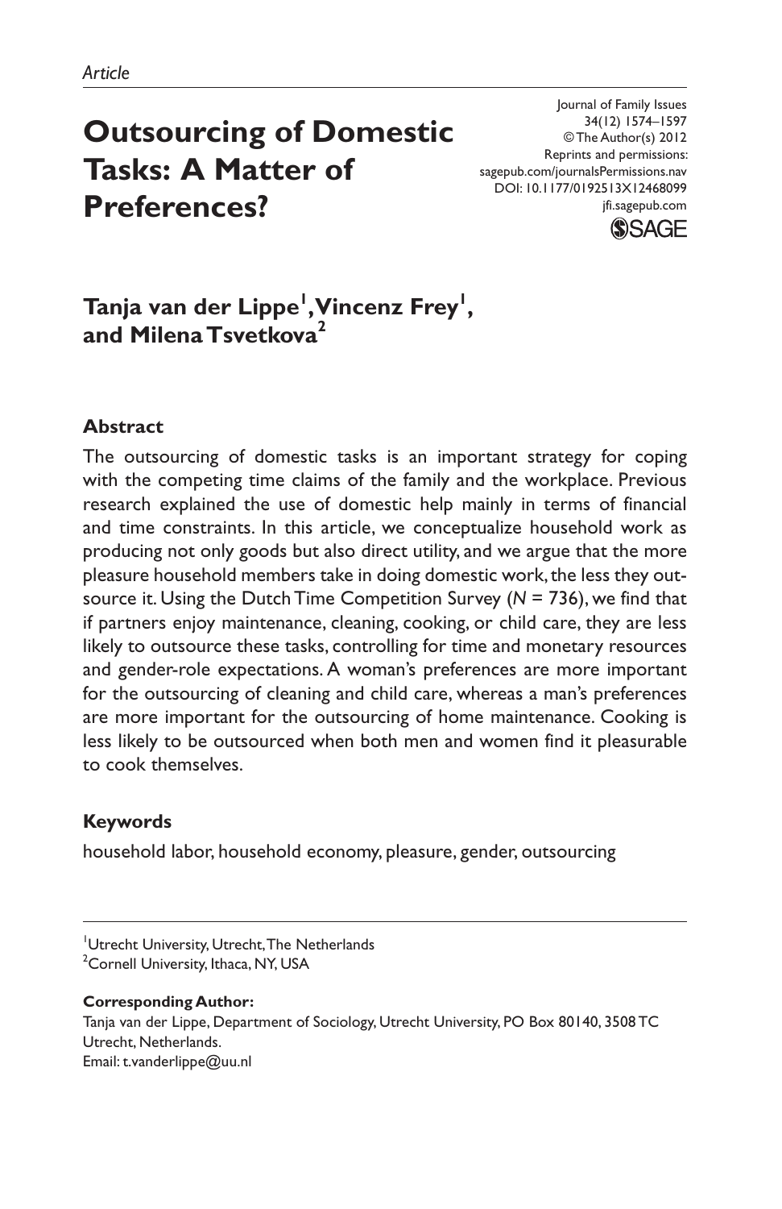*Article*

# Outsourcing of Domestic Tasks: A Matter of Preferences?

Journal of Family Issues
34(12) 1574–1597
© The Author(s) 2012
Reprints and permissions:
sagepub.com/journalsPermissions.nav
DOI: 10.1177/0192513X12468099
jfi.sagepub.com

**Tanja van der Lippe[1], Vincenz Frey[1], and Milena Tsvetkova[2]**

## Abstract

The outsourcing of domestic tasks is an important strategy for coping with the competing time claims of the family and the workplace. Previous research explained the use of domestic help mainly in terms of financial and time constraints. In this article, we conceptualize household work as producing not only goods but also direct utility, and we argue that the more pleasure household members take in doing domestic work, the less they outsource it. Using the Dutch Time Competition Survey ($N$ = 736), we find that if partners enjoy maintenance, cleaning, cooking, or child care, they are less likely to outsource these tasks, controlling for time and monetary resources and gender-role expectations. A woman's preferences are more important for the outsourcing of cleaning and child care, whereas a man's preferences are more important for the outsourcing of home maintenance. Cooking is less likely to be outsourced when both men and women find it pleasurable to cook themselves.

## Keywords

household labor, household economy, pleasure, gender, outsourcing

---

[1]Utrecht University, Utrecht, The Netherlands
[2]Cornell University, Ithaca, NY, USA

**Corresponding Author:**
Tanja van der Lippe, Department of Sociology, Utrecht University, PO Box 80140, 3508 TC Utrecht, Netherlands.
Email: t.vanderlippe@uu.nl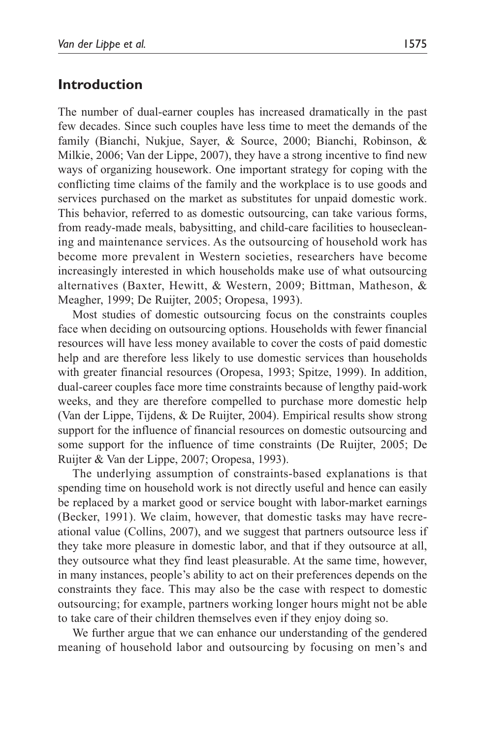## Introduction

The number of dual-earner couples has increased dramatically in the past few decades. Since such couples have less time to meet the demands of the family (Bianchi, Nukjue, Sayer, & Source, 2000; Bianchi, Robinson, & Milkie, 2006; Van der Lippe, 2007), they have a strong incentive to find new ways of organizing housework. One important strategy for coping with the conflicting time claims of the family and the workplace is to use goods and services purchased on the market as substitutes for unpaid domestic work. This behavior, referred to as domestic outsourcing, can take various forms, from ready-made meals, babysitting, and child-care facilities to housecleaning and maintenance services. As the outsourcing of household work has become more prevalent in Western societies, researchers have become increasingly interested in which households make use of what outsourcing alternatives (Baxter, Hewitt, & Western, 2009; Bittman, Matheson, & Meagher, 1999; De Ruijter, 2005; Oropesa, 1993).

Most studies of domestic outsourcing focus on the constraints couples face when deciding on outsourcing options. Households with fewer financial resources will have less money available to cover the costs of paid domestic help and are therefore less likely to use domestic services than households with greater financial resources (Oropesa, 1993; Spitze, 1999). In addition, dual-career couples face more time constraints because of lengthy paid-work weeks, and they are therefore compelled to purchase more domestic help (Van der Lippe, Tijdens, & De Ruijter, 2004). Empirical results show strong support for the influence of financial resources on domestic outsourcing and some support for the influence of time constraints (De Ruijter, 2005; De Ruijter & Van der Lippe, 2007; Oropesa, 1993).

The underlying assumption of constraints-based explanations is that spending time on household work is not directly useful and hence can easily be replaced by a market good or service bought with labor-market earnings (Becker, 1991). We claim, however, that domestic tasks may have recreational value (Collins, 2007), and we suggest that partners outsource less if they take more pleasure in domestic labor, and that if they outsource at all, they outsource what they find least pleasurable. At the same time, however, in many instances, people's ability to act on their preferences depends on the constraints they face. This may also be the case with respect to domestic outsourcing; for example, partners working longer hours might not be able to take care of their children themselves even if they enjoy doing so.

We further argue that we can enhance our understanding of the gendered meaning of household labor and outsourcing by focusing on men's and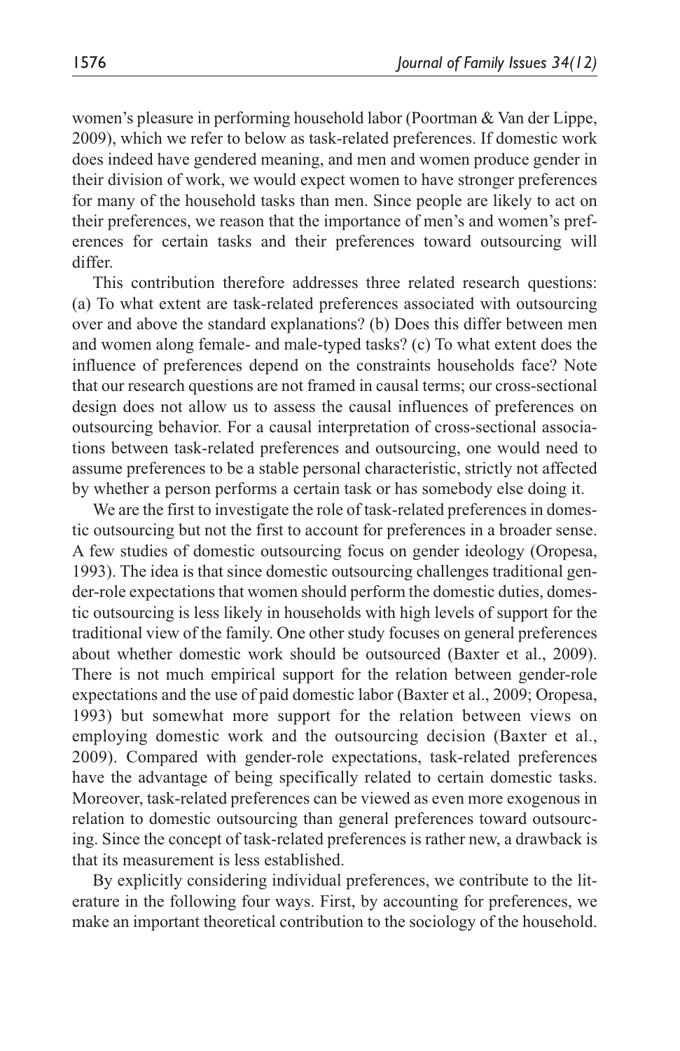women's pleasure in performing household labor (Poortman & Van der Lippe, 2009), which we refer to below as task-related preferences. If domestic work does indeed have gendered meaning, and men and women produce gender in their division of work, we would expect women to have stronger preferences for many of the household tasks than men. Since people are likely to act on their preferences, we reason that the importance of men's and women's preferences for certain tasks and their preferences toward outsourcing will differ.

This contribution therefore addresses three related research questions: (a) To what extent are task-related preferences associated with outsourcing over and above the standard explanations? (b) Does this differ between men and women along female- and male-typed tasks? (c) To what extent does the influence of preferences depend on the constraints households face? Note that our research questions are not framed in causal terms; our cross-sectional design does not allow us to assess the causal influences of preferences on outsourcing behavior. For a causal interpretation of cross-sectional associations between task-related preferences and outsourcing, one would need to assume preferences to be a stable personal characteristic, strictly not affected by whether a person performs a certain task or has somebody else doing it.

We are the first to investigate the role of task-related preferences in domestic outsourcing but not the first to account for preferences in a broader sense. A few studies of domestic outsourcing focus on gender ideology (Oropesa, 1993). The idea is that since domestic outsourcing challenges traditional gender-role expectations that women should perform the domestic duties, domestic outsourcing is less likely in households with high levels of support for the traditional view of the family. One other study focuses on general preferences about whether domestic work should be outsourced (Baxter et al., 2009). There is not much empirical support for the relation between gender-role expectations and the use of paid domestic labor (Baxter et al., 2009; Oropesa, 1993) but somewhat more support for the relation between views on employing domestic work and the outsourcing decision (Baxter et al., 2009). Compared with gender-role expectations, task-related preferences have the advantage of being specifically related to certain domestic tasks. Moreover, task-related preferences can be viewed as even more exogenous in relation to domestic outsourcing than general preferences toward outsourcing. Since the concept of task-related preferences is rather new, a drawback is that its measurement is less established.

By explicitly considering individual preferences, we contribute to the literature in the following four ways. First, by accounting for preferences, we make an important theoretical contribution to the sociology of the household.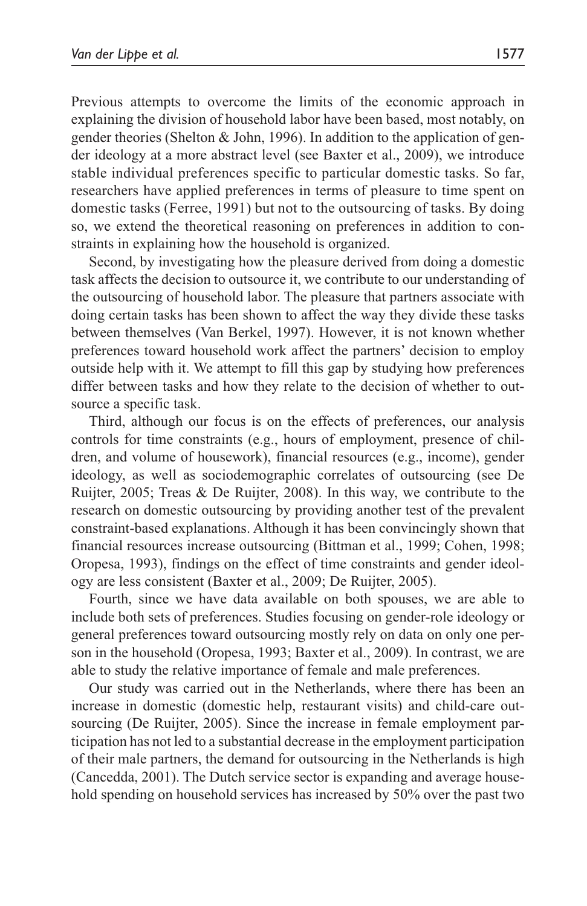Previous attempts to overcome the limits of the economic approach in explaining the division of household labor have been based, most notably, on gender theories (Shelton & John, 1996). In addition to the application of gender ideology at a more abstract level (see Baxter et al., 2009), we introduce stable individual preferences specific to particular domestic tasks. So far, researchers have applied preferences in terms of pleasure to time spent on domestic tasks (Ferree, 1991) but not to the outsourcing of tasks. By doing so, we extend the theoretical reasoning on preferences in addition to constraints in explaining how the household is organized.

Second, by investigating how the pleasure derived from doing a domestic task affects the decision to outsource it, we contribute to our understanding of the outsourcing of household labor. The pleasure that partners associate with doing certain tasks has been shown to affect the way they divide these tasks between themselves (Van Berkel, 1997). However, it is not known whether preferences toward household work affect the partners' decision to employ outside help with it. We attempt to fill this gap by studying how preferences differ between tasks and how they relate to the decision of whether to outsource a specific task.

Third, although our focus is on the effects of preferences, our analysis controls for time constraints (e.g., hours of employment, presence of children, and volume of housework), financial resources (e.g., income), gender ideology, as well as sociodemographic correlates of outsourcing (see De Ruijter, 2005; Treas & De Ruijter, 2008). In this way, we contribute to the research on domestic outsourcing by providing another test of the prevalent constraint-based explanations. Although it has been convincingly shown that financial resources increase outsourcing (Bittman et al., 1999; Cohen, 1998; Oropesa, 1993), findings on the effect of time constraints and gender ideology are less consistent (Baxter et al., 2009; De Ruijter, 2005).

Fourth, since we have data available on both spouses, we are able to include both sets of preferences. Studies focusing on gender-role ideology or general preferences toward outsourcing mostly rely on data on only one person in the household (Oropesa, 1993; Baxter et al., 2009). In contrast, we are able to study the relative importance of female and male preferences.

Our study was carried out in the Netherlands, where there has been an increase in domestic (domestic help, restaurant visits) and child-care outsourcing (De Ruijter, 2005). Since the increase in female employment participation has not led to a substantial decrease in the employment participation of their male partners, the demand for outsourcing in the Netherlands is high (Cancedda, 2001). The Dutch service sector is expanding and average household spending on household services has increased by 50% over the past two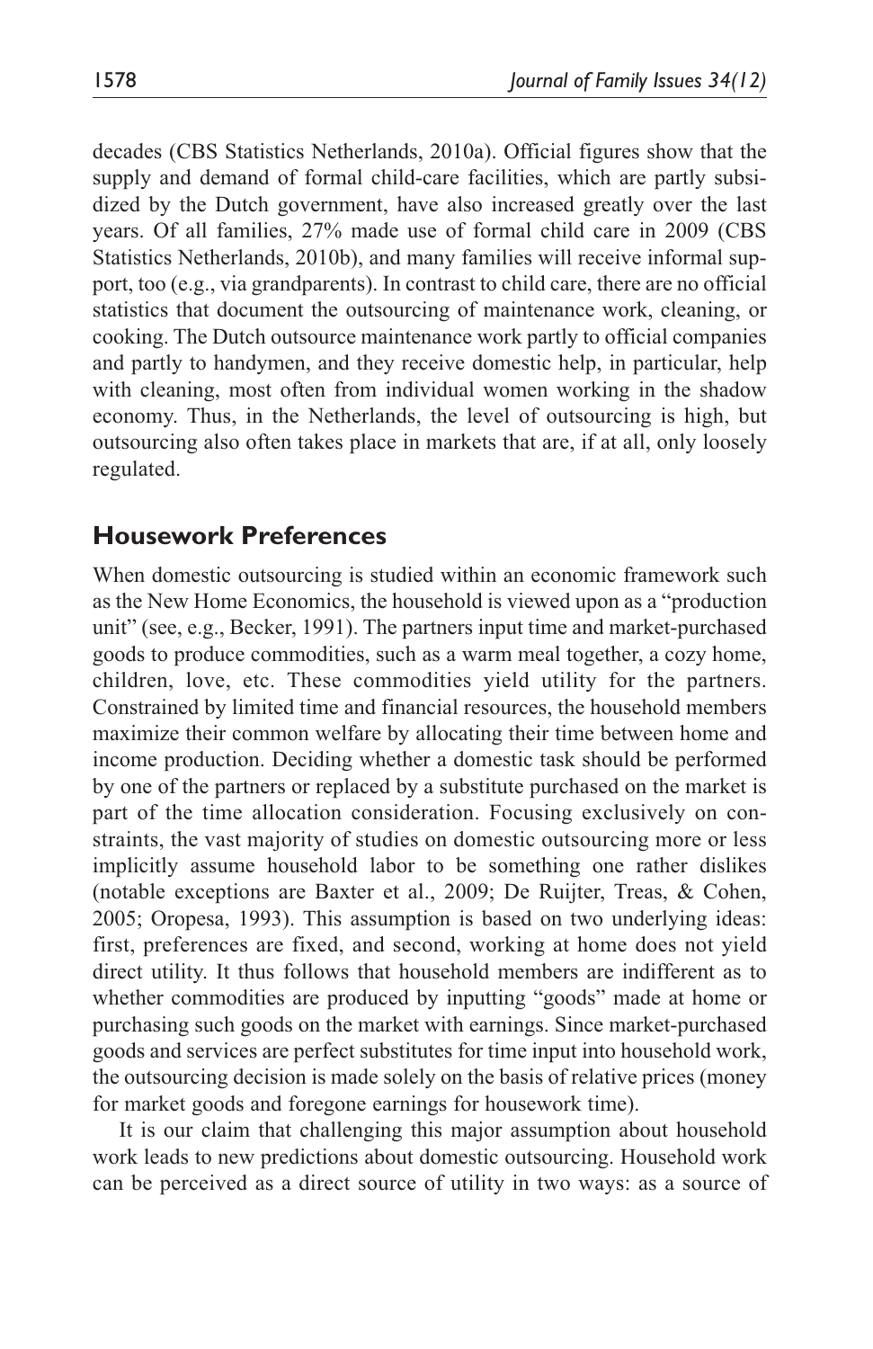decades (CBS Statistics Netherlands, 2010a). Official figures show that the supply and demand of formal child-care facilities, which are partly subsidized by the Dutch government, have also increased greatly over the last years. Of all families, 27% made use of formal child care in 2009 (CBS Statistics Netherlands, 2010b), and many families will receive informal support, too (e.g., via grandparents). In contrast to child care, there are no official statistics that document the outsourcing of maintenance work, cleaning, or cooking. The Dutch outsource maintenance work partly to official companies and partly to handymen, and they receive domestic help, in particular, help with cleaning, most often from individual women working in the shadow economy. Thus, in the Netherlands, the level of outsourcing is high, but outsourcing also often takes place in markets that are, if at all, only loosely regulated.

## Housework Preferences

When domestic outsourcing is studied within an economic framework such as the New Home Economics, the household is viewed upon as a "production unit" (see, e.g., Becker, 1991). The partners input time and market-purchased goods to produce commodities, such as a warm meal together, a cozy home, children, love, etc. These commodities yield utility for the partners. Constrained by limited time and financial resources, the household members maximize their common welfare by allocating their time between home and income production. Deciding whether a domestic task should be performed by one of the partners or replaced by a substitute purchased on the market is part of the time allocation consideration. Focusing exclusively on constraints, the vast majority of studies on domestic outsourcing more or less implicitly assume household labor to be something one rather dislikes (notable exceptions are Baxter et al., 2009; De Ruijter, Treas, & Cohen, 2005; Oropesa, 1993). This assumption is based on two underlying ideas: first, preferences are fixed, and second, working at home does not yield direct utility. It thus follows that household members are indifferent as to whether commodities are produced by inputting "goods" made at home or purchasing such goods on the market with earnings. Since market-purchased goods and services are perfect substitutes for time input into household work, the outsourcing decision is made solely on the basis of relative prices (money for market goods and foregone earnings for housework time).

It is our claim that challenging this major assumption about household work leads to new predictions about domestic outsourcing. Household work can be perceived as a direct source of utility in two ways: as a source of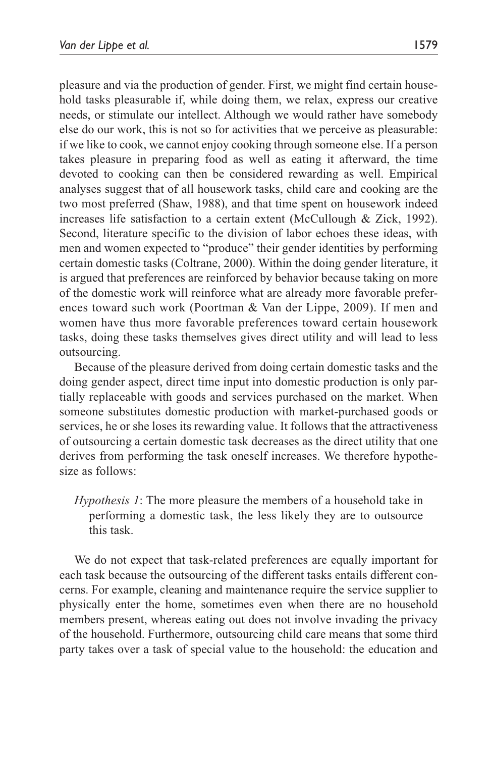pleasure and via the production of gender. First, we might find certain household tasks pleasurable if, while doing them, we relax, express our creative needs, or stimulate our intellect. Although we would rather have somebody else do our work, this is not so for activities that we perceive as pleasurable: if we like to cook, we cannot enjoy cooking through someone else. If a person takes pleasure in preparing food as well as eating it afterward, the time devoted to cooking can then be considered rewarding as well. Empirical analyses suggest that of all housework tasks, child care and cooking are the two most preferred (Shaw, 1988), and that time spent on housework indeed increases life satisfaction to a certain extent (McCullough & Zick, 1992). Second, literature specific to the division of labor echoes these ideas, with men and women expected to "produce" their gender identities by performing certain domestic tasks (Coltrane, 2000). Within the doing gender literature, it is argued that preferences are reinforced by behavior because taking on more of the domestic work will reinforce what are already more favorable preferences toward such work (Poortman & Van der Lippe, 2009). If men and women have thus more favorable preferences toward certain housework tasks, doing these tasks themselves gives direct utility and will lead to less outsourcing.

Because of the pleasure derived from doing certain domestic tasks and the doing gender aspect, direct time input into domestic production is only partially replaceable with goods and services purchased on the market. When someone substitutes domestic production with market-purchased goods or services, he or she loses its rewarding value. It follows that the attractiveness of outsourcing a certain domestic task decreases as the direct utility that one derives from performing the task oneself increases. We therefore hypothesize as follows:

> *Hypothesis 1*: The more pleasure the members of a household take in performing a domestic task, the less likely they are to outsource this task.

We do not expect that task-related preferences are equally important for each task because the outsourcing of the different tasks entails different concerns. For example, cleaning and maintenance require the service supplier to physically enter the home, sometimes even when there are no household members present, whereas eating out does not involve invading the privacy of the household. Furthermore, outsourcing child care means that some third party takes over a task of special value to the household: the education and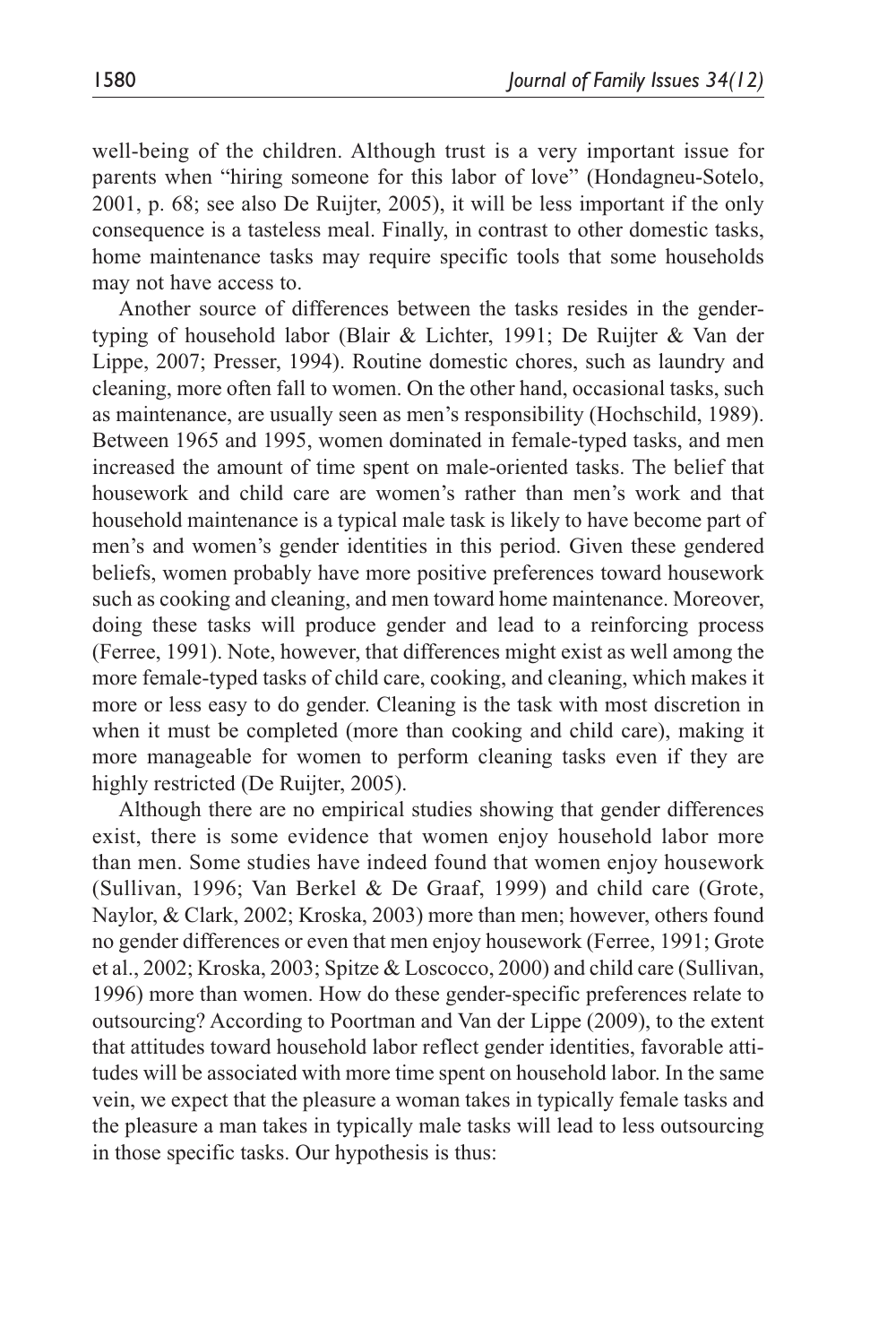well-being of the children. Although trust is a very important issue for parents when "hiring someone for this labor of love" (Hondagneu-Sotelo, 2001, p. 68; see also De Ruijter, 2005), it will be less important if the only consequence is a tasteless meal. Finally, in contrast to other domestic tasks, home maintenance tasks may require specific tools that some households may not have access to.

Another source of differences between the tasks resides in the gender-typing of household labor (Blair & Lichter, 1991; De Ruijter & Van der Lippe, 2007; Presser, 1994). Routine domestic chores, such as laundry and cleaning, more often fall to women. On the other hand, occasional tasks, such as maintenance, are usually seen as men's responsibility (Hochschild, 1989). Between 1965 and 1995, women dominated in female-typed tasks, and men increased the amount of time spent on male-oriented tasks. The belief that housework and child care are women's rather than men's work and that household maintenance is a typical male task is likely to have become part of men's and women's gender identities in this period. Given these gendered beliefs, women probably have more positive preferences toward housework such as cooking and cleaning, and men toward home maintenance. Moreover, doing these tasks will produce gender and lead to a reinforcing process (Ferree, 1991). Note, however, that differences might exist as well among the more female-typed tasks of child care, cooking, and cleaning, which makes it more or less easy to do gender. Cleaning is the task with most discretion in when it must be completed (more than cooking and child care), making it more manageable for women to perform cleaning tasks even if they are highly restricted (De Ruijter, 2005).

Although there are no empirical studies showing that gender differences exist, there is some evidence that women enjoy household labor more than men. Some studies have indeed found that women enjoy housework (Sullivan, 1996; Van Berkel & De Graaf, 1999) and child care (Grote, Naylor, & Clark, 2002; Kroska, 2003) more than men; however, others found no gender differences or even that men enjoy housework (Ferree, 1991; Grote et al., 2002; Kroska, 2003; Spitze & Loscocco, 2000) and child care (Sullivan, 1996) more than women. How do these gender-specific preferences relate to outsourcing? According to Poortman and Van der Lippe (2009), to the extent that attitudes toward household labor reflect gender identities, favorable attitudes will be associated with more time spent on household labor. In the same vein, we expect that the pleasure a woman takes in typically female tasks and the pleasure a man takes in typically male tasks will lead to less outsourcing in those specific tasks. Our hypothesis is thus: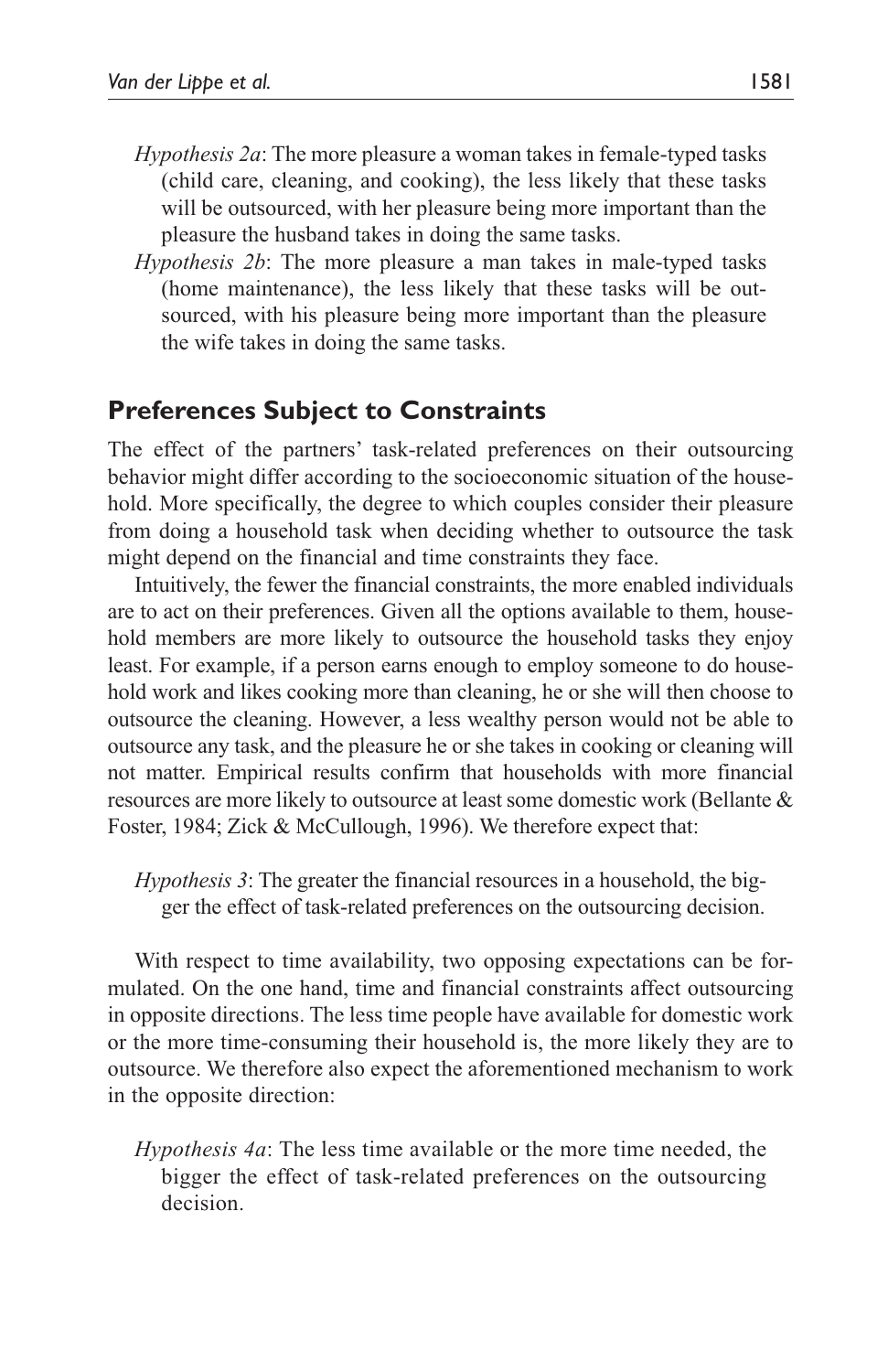*Hypothesis 2a*: The more pleasure a woman takes in female-typed tasks (child care, cleaning, and cooking), the less likely that these tasks will be outsourced, with her pleasure being more important than the pleasure the husband takes in doing the same tasks.

*Hypothesis 2b*: The more pleasure a man takes in male-typed tasks (home maintenance), the less likely that these tasks will be outsourced, with his pleasure being more important than the pleasure the wife takes in doing the same tasks.

## Preferences Subject to Constraints

The effect of the partners' task-related preferences on their outsourcing behavior might differ according to the socioeconomic situation of the household. More specifically, the degree to which couples consider their pleasure from doing a household task when deciding whether to outsource the task might depend on the financial and time constraints they face.

Intuitively, the fewer the financial constraints, the more enabled individuals are to act on their preferences. Given all the options available to them, household members are more likely to outsource the household tasks they enjoy least. For example, if a person earns enough to employ someone to do household work and likes cooking more than cleaning, he or she will then choose to outsource the cleaning. However, a less wealthy person would not be able to outsource any task, and the pleasure he or she takes in cooking or cleaning will not matter. Empirical results confirm that households with more financial resources are more likely to outsource at least some domestic work (Bellante & Foster, 1984; Zick & McCullough, 1996). We therefore expect that:

*Hypothesis 3*: The greater the financial resources in a household, the bigger the effect of task-related preferences on the outsourcing decision.

With respect to time availability, two opposing expectations can be formulated. On the one hand, time and financial constraints affect outsourcing in opposite directions. The less time people have available for domestic work or the more time-consuming their household is, the more likely they are to outsource. We therefore also expect the aforementioned mechanism to work in the opposite direction:

*Hypothesis 4a*: The less time available or the more time needed, the bigger the effect of task-related preferences on the outsourcing decision.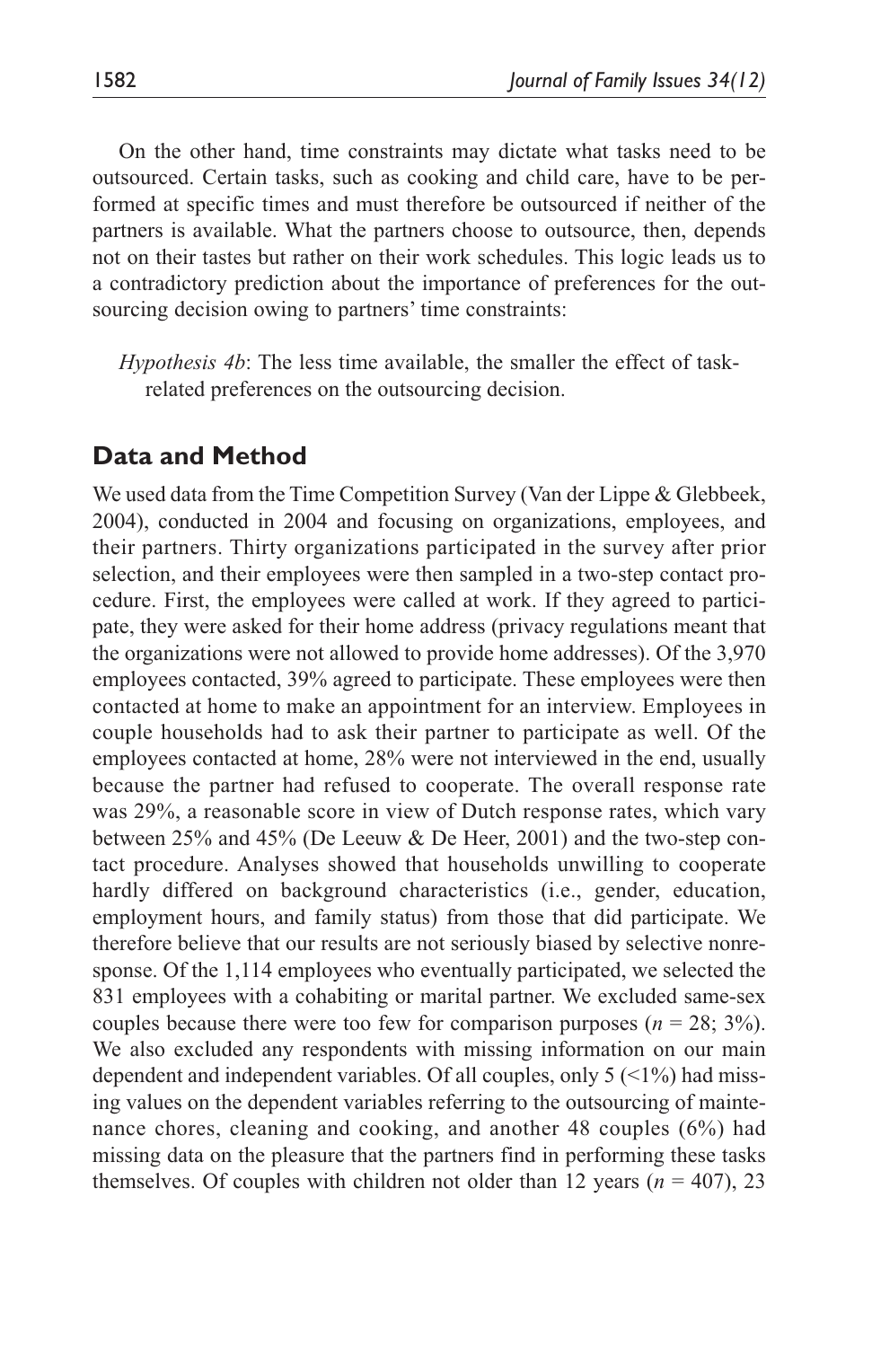On the other hand, time constraints may dictate what tasks need to be outsourced. Certain tasks, such as cooking and child care, have to be performed at specific times and must therefore be outsourced if neither of the partners is available. What the partners choose to outsource, then, depends not on their tastes but rather on their work schedules. This logic leads us to a contradictory prediction about the importance of preferences for the outsourcing decision owing to partners' time constraints:

> *Hypothesis 4b*: The less time available, the smaller the effect of task-related preferences on the outsourcing decision.

## Data and Method

We used data from the Time Competition Survey (Van der Lippe & Glebbeek, 2004), conducted in 2004 and focusing on organizations, employees, and their partners. Thirty organizations participated in the survey after prior selection, and their employees were then sampled in a two-step contact procedure. First, the employees were called at work. If they agreed to participate, they were asked for their home address (privacy regulations meant that the organizations were not allowed to provide home addresses). Of the 3,970 employees contacted, 39% agreed to participate. These employees were then contacted at home to make an appointment for an interview. Employees in couple households had to ask their partner to participate as well. Of the employees contacted at home, 28% were not interviewed in the end, usually because the partner had refused to cooperate. The overall response rate was 29%, a reasonable score in view of Dutch response rates, which vary between 25% and 45% (De Leeuw & De Heer, 2001) and the two-step contact procedure. Analyses showed that households unwilling to cooperate hardly differed on background characteristics (i.e., gender, education, employment hours, and family status) from those that did participate. We therefore believe that our results are not seriously biased by selective nonresponse. Of the 1,114 employees who eventually participated, we selected the 831 employees with a cohabiting or marital partner. We excluded same-sex couples because there were too few for comparison purposes ($n = 28$; 3%). We also excluded any respondents with missing information on our main dependent and independent variables. Of all couples, only 5 (<1%) had missing values on the dependent variables referring to the outsourcing of maintenance chores, cleaning and cooking, and another 48 couples (6%) had missing data on the pleasure that the partners find in performing these tasks themselves. Of couples with children not older than 12 years ($n = 407$), 23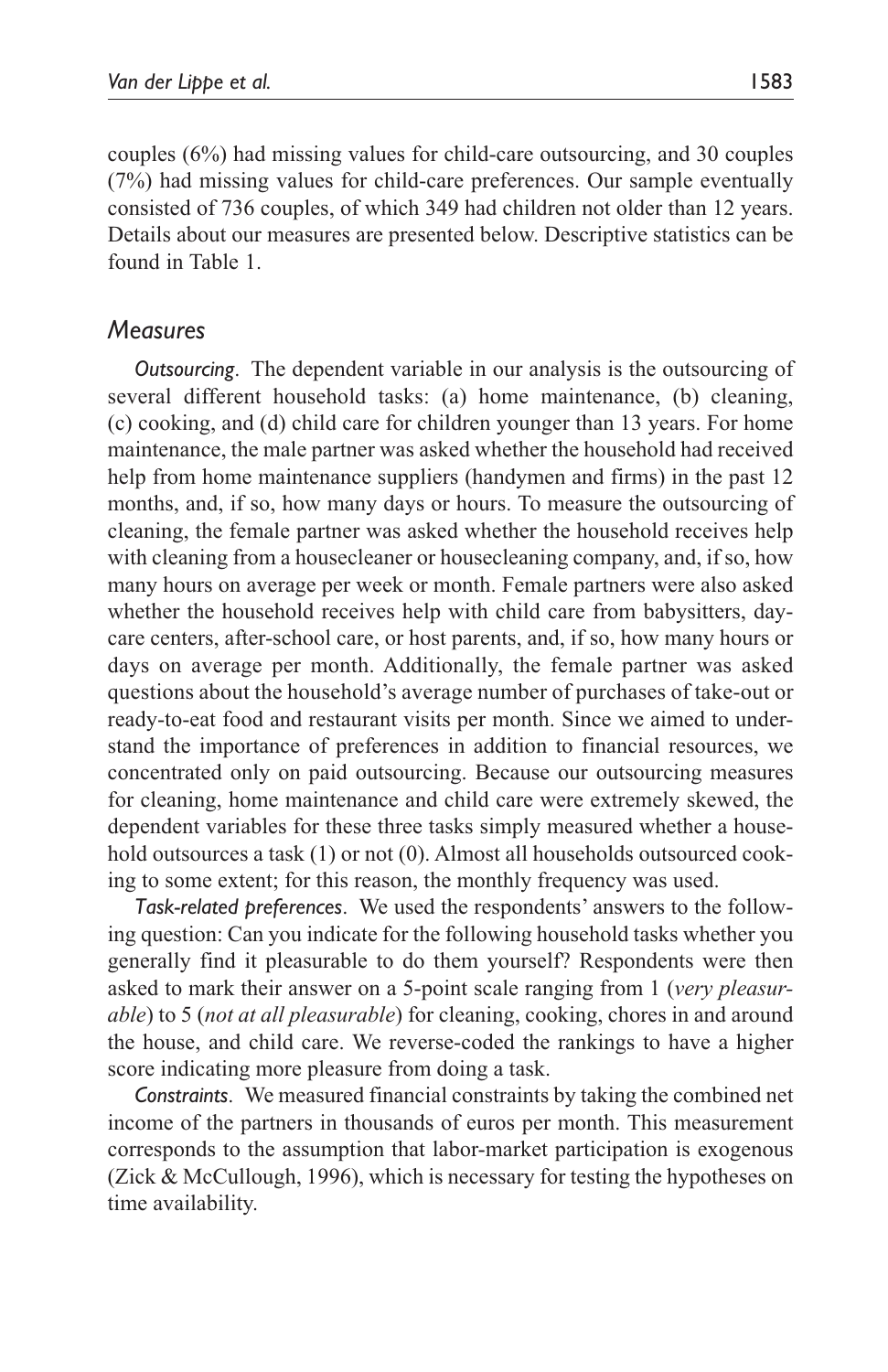couples (6%) had missing values for child-care outsourcing, and 30 couples (7%) had missing values for child-care preferences. Our sample eventually consisted of 736 couples, of which 349 had children not older than 12 years. Details about our measures are presented below. Descriptive statistics can be found in Table 1.

## Measures

*Outsourcing*. The dependent variable in our analysis is the outsourcing of several different household tasks: (a) home maintenance, (b) cleaning, (c) cooking, and (d) child care for children younger than 13 years. For home maintenance, the male partner was asked whether the household had received help from home maintenance suppliers (handymen and firms) in the past 12 months, and, if so, how many days or hours. To measure the outsourcing of cleaning, the female partner was asked whether the household receives help with cleaning from a housecleaner or housecleaning company, and, if so, how many hours on average per week or month. Female partners were also asked whether the household receives help with child care from babysitters, day-care centers, after-school care, or host parents, and, if so, how many hours or days on average per month. Additionally, the female partner was asked questions about the household's average number of purchases of take-out or ready-to-eat food and restaurant visits per month. Since we aimed to understand the importance of preferences in addition to financial resources, we concentrated only on paid outsourcing. Because our outsourcing measures for cleaning, home maintenance and child care were extremely skewed, the dependent variables for these three tasks simply measured whether a household outsources a task (1) or not (0). Almost all households outsourced cooking to some extent; for this reason, the monthly frequency was used.

*Task-related preferences*. We used the respondents' answers to the following question: Can you indicate for the following household tasks whether you generally find it pleasurable to do them yourself? Respondents were then asked to mark their answer on a 5-point scale ranging from 1 (*very pleasurable*) to 5 (*not at all pleasurable*) for cleaning, cooking, chores in and around the house, and child care. We reverse-coded the rankings to have a higher score indicating more pleasure from doing a task.

*Constraints*. We measured financial constraints by taking the combined net income of the partners in thousands of euros per month. This measurement corresponds to the assumption that labor-market participation is exogenous (Zick & McCullough, 1996), which is necessary for testing the hypotheses on time availability.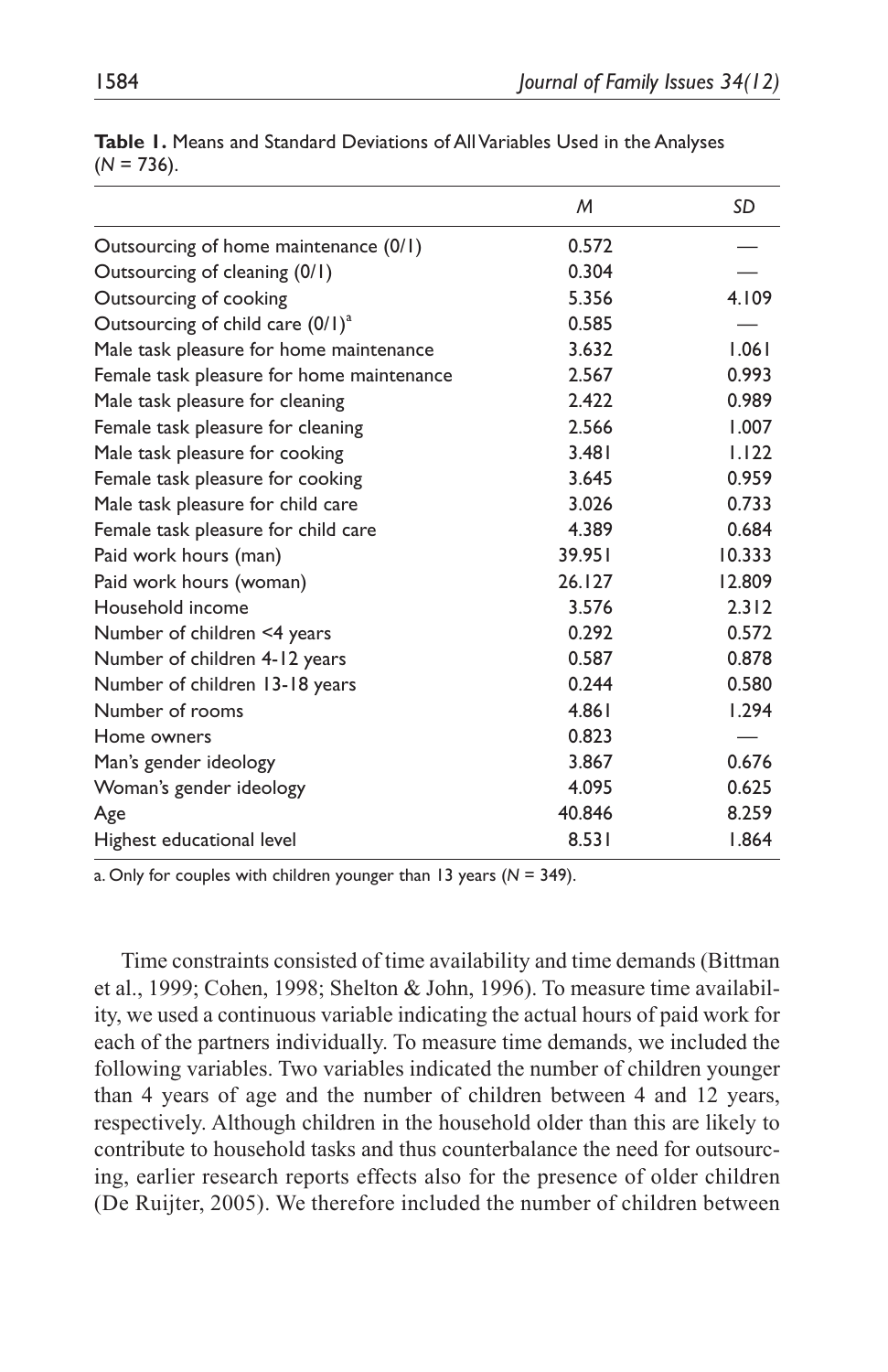**Table 1.** Means and Standard Deviations of All Variables Used in the Analyses ($N$ = 736).

| | *M* | *SD* |
|---|---|---|
| Outsourcing of home maintenance (0/1) | 0.572 | — |
| Outsourcing of cleaning (0/1) | 0.304 | — |
| Outsourcing of cooking | 5.356 | 4.109 |
| Outsourcing of child care (0/1)[a] | 0.585 | — |
| Male task pleasure for home maintenance | 3.632 | 1.061 |
| Female task pleasure for home maintenance | 2.567 | 0.993 |
| Male task pleasure for cleaning | 2.422 | 0.989 |
| Female task pleasure for cleaning | 2.566 | 1.007 |
| Male task pleasure for cooking | 3.481 | 1.122 |
| Female task pleasure for cooking | 3.645 | 0.959 |
| Male task pleasure for child care | 3.026 | 0.733 |
| Female task pleasure for child care | 4.389 | 0.684 |
| Paid work hours (man) | 39.951 | 10.333 |
| Paid work hours (woman) | 26.127 | 12.809 |
| Household income | 3.576 | 2.312 |
| Number of children <4 years | 0.292 | 0.572 |
| Number of children 4-12 years | 0.587 | 0.878 |
| Number of children 13-18 years | 0.244 | 0.580 |
| Number of rooms | 4.861 | 1.294 |
| Home owners | 0.823 | — |
| Man's gender ideology | 3.867 | 0.676 |
| Woman's gender ideology | 4.095 | 0.625 |
| Age | 40.846 | 8.259 |
| Highest educational level | 8.531 | 1.864 |

a. Only for couples with children younger than 13 years ($N$ = 349).

Time constraints consisted of time availability and time demands (Bittman et al., 1999; Cohen, 1998; Shelton & John, 1996). To measure time availability, we used a continuous variable indicating the actual hours of paid work for each of the partners individually. To measure time demands, we included the following variables. Two variables indicated the number of children younger than 4 years of age and the number of children between 4 and 12 years, respectively. Although children in the household older than this are likely to contribute to household tasks and thus counterbalance the need for outsourcing, earlier research reports effects also for the presence of older children (De Ruijter, 2005). We therefore included the number of children between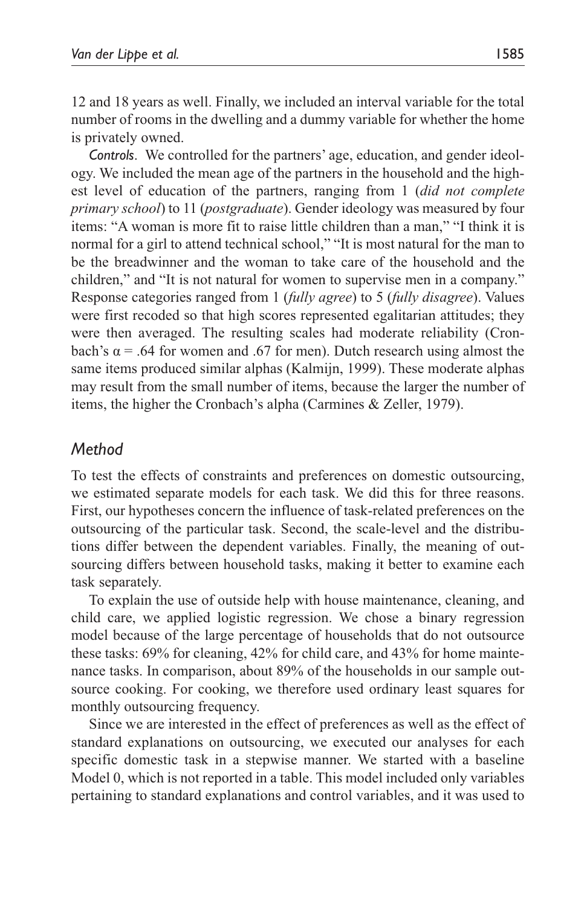12 and 18 years as well. Finally, we included an interval variable for the total number of rooms in the dwelling and a dummy variable for whether the home is privately owned.

*Controls*. We controlled for the partners' age, education, and gender ideology. We included the mean age of the partners in the household and the highest level of education of the partners, ranging from 1 (*did not complete primary school*) to 11 (*postgraduate*). Gender ideology was measured by four items: "A woman is more fit to raise little children than a man," "I think it is normal for a girl to attend technical school," "It is most natural for the man to be the breadwinner and the woman to take care of the household and the children," and "It is not natural for women to supervise men in a company." Response categories ranged from 1 (*fully agree*) to 5 (*fully disagree*). Values were first recoded so that high scores represented egalitarian attitudes; they were then averaged. The resulting scales had moderate reliability (Cronbach's $\alpha = .64$ for women and .67 for men). Dutch research using almost the same items produced similar alphas (Kalmijn, 1999). These moderate alphas may result from the small number of items, because the larger the number of items, the higher the Cronbach's alpha (Carmines & Zeller, 1979).

## *Method*

To test the effects of constraints and preferences on domestic outsourcing, we estimated separate models for each task. We did this for three reasons. First, our hypotheses concern the influence of task-related preferences on the outsourcing of the particular task. Second, the scale-level and the distributions differ between the dependent variables. Finally, the meaning of outsourcing differs between household tasks, making it better to examine each task separately.

To explain the use of outside help with house maintenance, cleaning, and child care, we applied logistic regression. We chose a binary regression model because of the large percentage of households that do not outsource these tasks: 69% for cleaning, 42% for child care, and 43% for home maintenance tasks. In comparison, about 89% of the households in our sample outsource cooking. For cooking, we therefore used ordinary least squares for monthly outsourcing frequency.

Since we are interested in the effect of preferences as well as the effect of standard explanations on outsourcing, we executed our analyses for each specific domestic task in a stepwise manner. We started with a baseline Model 0, which is not reported in a table. This model included only variables pertaining to standard explanations and control variables, and it was used to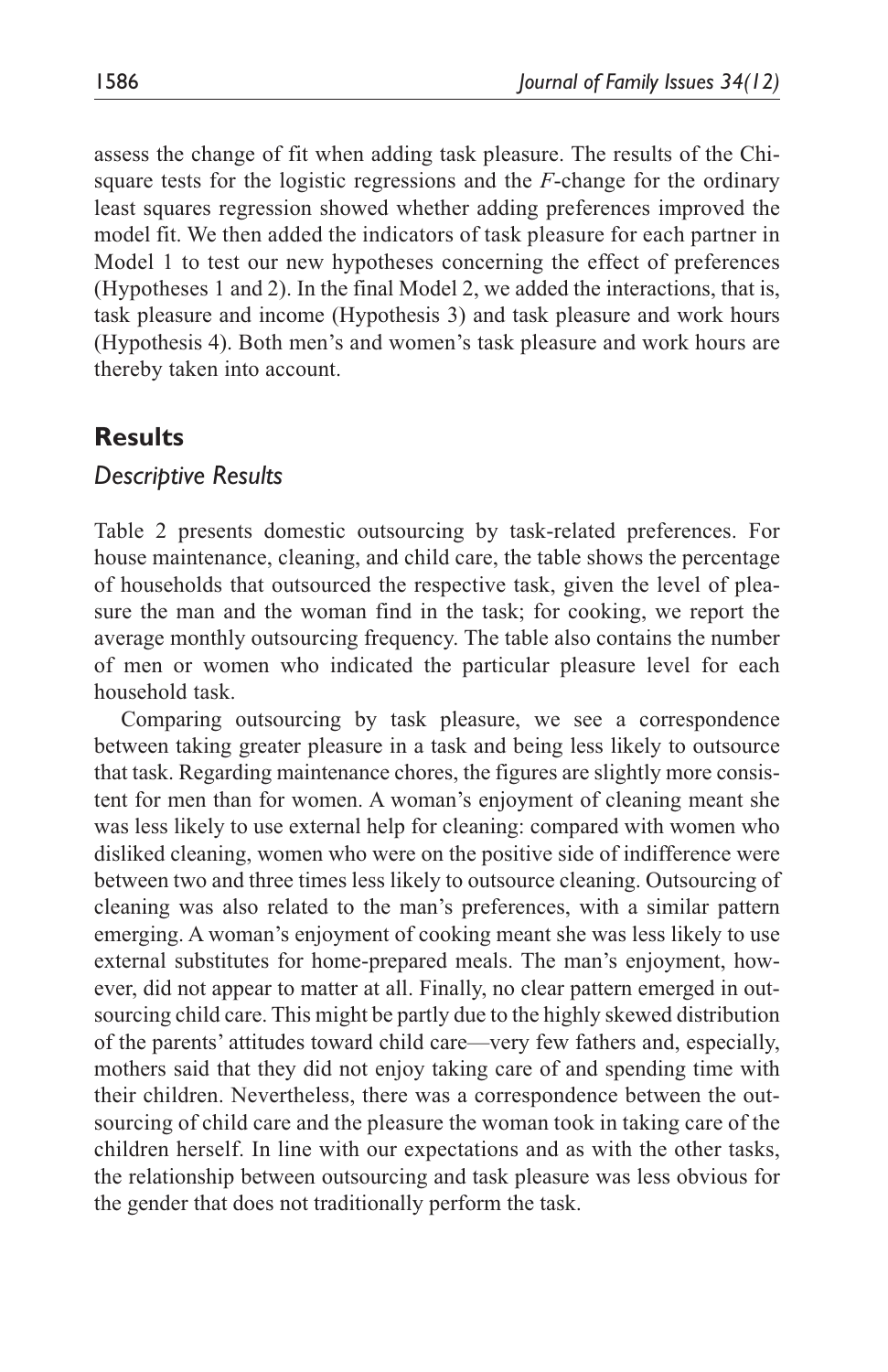assess the change of fit when adding task pleasure. The results of the Chi-square tests for the logistic regressions and the *F*-change for the ordinary least squares regression showed whether adding preferences improved the model fit. We then added the indicators of task pleasure for each partner in Model 1 to test our new hypotheses concerning the effect of preferences (Hypotheses 1 and 2). In the final Model 2, we added the interactions, that is, task pleasure and income (Hypothesis 3) and task pleasure and work hours (Hypothesis 4). Both men's and women's task pleasure and work hours are thereby taken into account.

## Results

### *Descriptive Results*

Table 2 presents domestic outsourcing by task-related preferences. For house maintenance, cleaning, and child care, the table shows the percentage of households that outsourced the respective task, given the level of pleasure the man and the woman find in the task; for cooking, we report the average monthly outsourcing frequency. The table also contains the number of men or women who indicated the particular pleasure level for each household task.

Comparing outsourcing by task pleasure, we see a correspondence between taking greater pleasure in a task and being less likely to outsource that task. Regarding maintenance chores, the figures are slightly more consistent for men than for women. A woman's enjoyment of cleaning meant she was less likely to use external help for cleaning: compared with women who disliked cleaning, women who were on the positive side of indifference were between two and three times less likely to outsource cleaning. Outsourcing of cleaning was also related to the man's preferences, with a similar pattern emerging. A woman's enjoyment of cooking meant she was less likely to use external substitutes for home-prepared meals. The man's enjoyment, however, did not appear to matter at all. Finally, no clear pattern emerged in outsourcing child care. This might be partly due to the highly skewed distribution of the parents' attitudes toward child care—very few fathers and, especially, mothers said that they did not enjoy taking care of and spending time with their children. Nevertheless, there was a correspondence between the outsourcing of child care and the pleasure the woman took in taking care of the children herself. In line with our expectations and as with the other tasks, the relationship between outsourcing and task pleasure was less obvious for the gender that does not traditionally perform the task.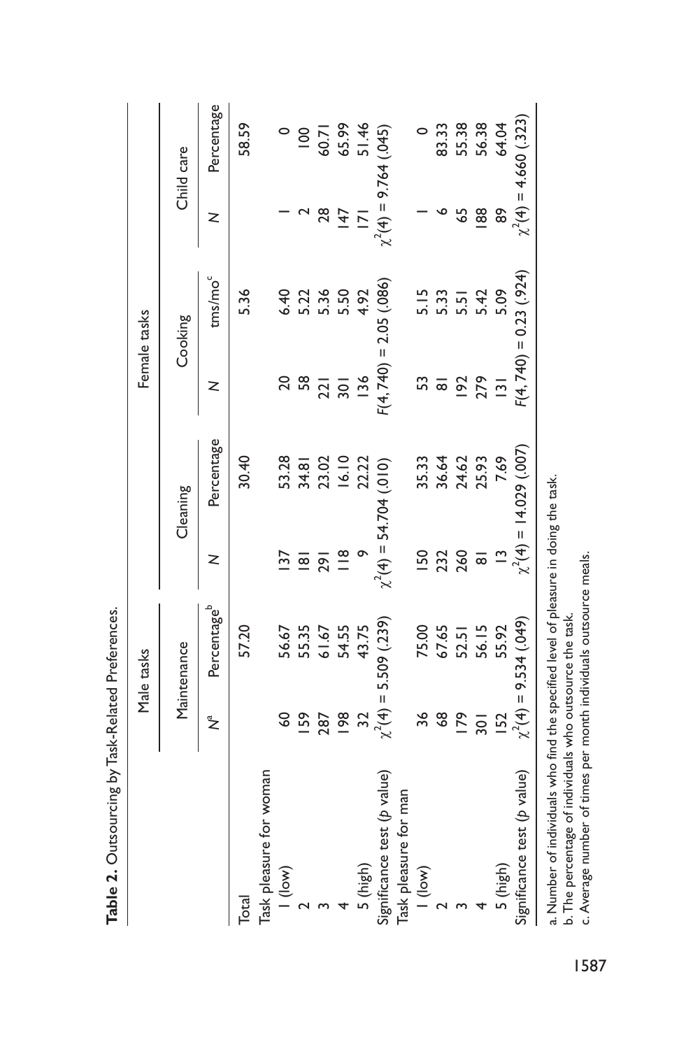**Table 2.** Outsourcing by Task-Related Preferences.

| | Male tasks | | Female tasks | | | | | |
|---|---|---|---|---|---|---|---|---|
| | Maintenance | | Cleaning | | Cooking | | Child care | |
| | $N^a$ | Percentage[b] | $N$ | Percentage | $N$ | tms/mo[c] | $N$ | Percentage |
| Total | | 57.20 | | 30.40 | | 5.36 | | 58.59 |
| Task pleasure for woman | | | | | | | | |
| 1 (low) | 60 | 56.67 | 137 | 53.28 | 20 | 6.40 | 1 | 0 |
| 2 | 159 | 55.35 | 181 | 34.81 | 58 | 5.22 | 2 | 100 |
| 3 | 287 | 61.67 | 291 | 23.02 | 221 | 5.36 | 28 | 60.71 |
| 4 | 198 | 54.55 | 118 | 16.10 | 301 | 5.50 | 147 | 65.99 |
| 5 (high) | 32 | 43.75 | 9 | 22.22 | 136 | 4.92 | 171 | 51.46 |
| Significance test (*p* value) | $\chi^2(4) = 5.509$ (.239) | | $\chi^2(4) = 54.704$ (.010) | | $F(4, 740) = 2.05$ (.086) | | $\chi^2(4) = 9.764$ (.045) | |
| Task pleasure for man | | | | | | | | |
| 1 (low) | 36 | 75.00 | 150 | 35.33 | 53 | 5.15 | 1 | 0 |
| 2 | 68 | 67.65 | 232 | 36.64 | 81 | 5.33 | 6 | 83.33 |
| 3 | 179 | 52.51 | 260 | 24.62 | 192 | 5.51 | 65 | 55.38 |
| 4 | 301 | 56.15 | 81 | 25.93 | 279 | 5.42 | 188 | 56.38 |
| 5 (high) | 152 | 55.92 | 13 | 7.69 | 131 | 5.09 | 89 | 64.04 |
| Significance test (*p* value) | $\chi^2(4) = 9.534$ (.049) | | $\chi^2(4) = 14.029$ (.007) | | $F(4, 740) = 0.23$ (.924) | | $\chi^2(4) = 4.660$ (.323) | |

a. Number of individuals who find the specified level of pleasure in doing the task.
b. The percentage of individuals who outsource the task.
c. Average number of times per month individuals outsource meals.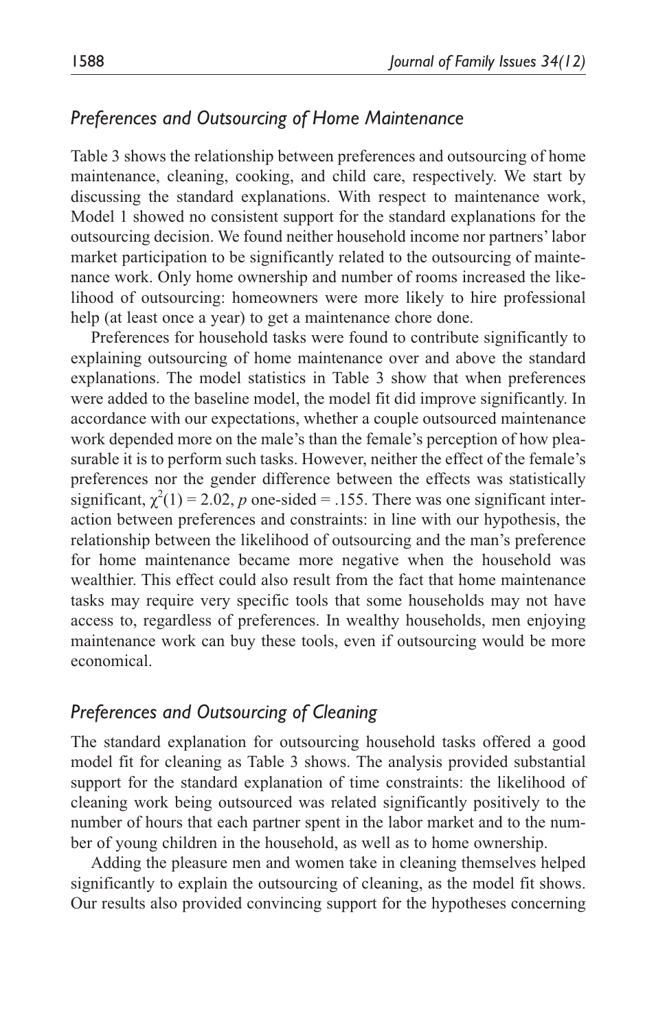## *Preferences and Outsourcing of Home Maintenance*

Table 3 shows the relationship between preferences and outsourcing of home maintenance, cleaning, cooking, and child care, respectively. We start by discussing the standard explanations. With respect to maintenance work, Model 1 showed no consistent support for the standard explanations for the outsourcing decision. We found neither household income nor partners' labor market participation to be significantly related to the outsourcing of maintenance work. Only home ownership and number of rooms increased the likelihood of outsourcing: homeowners were more likely to hire professional help (at least once a year) to get a maintenance chore done.

Preferences for household tasks were found to contribute significantly to explaining outsourcing of home maintenance over and above the standard explanations. The model statistics in Table 3 show that when preferences were added to the baseline model, the model fit did improve significantly. In accordance with our expectations, whether a couple outsourced maintenance work depended more on the male's than the female's perception of how pleasurable it is to perform such tasks. However, neither the effect of the female's preferences nor the gender difference between the effects was statistically significant, $\chi^2(1) = 2.02$, $p$ one-sided = .155. There was one significant interaction between preferences and constraints: in line with our hypothesis, the relationship between the likelihood of outsourcing and the man's preference for home maintenance became more negative when the household was wealthier. This effect could also result from the fact that home maintenance tasks may require very specific tools that some households may not have access to, regardless of preferences. In wealthy households, men enjoying maintenance work can buy these tools, even if outsourcing would be more economical.

## *Preferences and Outsourcing of Cleaning*

The standard explanation for outsourcing household tasks offered a good model fit for cleaning as Table 3 shows. The analysis provided substantial support for the standard explanation of time constraints: the likelihood of cleaning work being outsourced was related significantly positively to the number of hours that each partner spent in the labor market and to the number of young children in the household, as well as to home ownership.

Adding the pleasure men and women take in cleaning themselves helped significantly to explain the outsourcing of cleaning, as the model fit shows. Our results also provided convincing support for the hypotheses concerning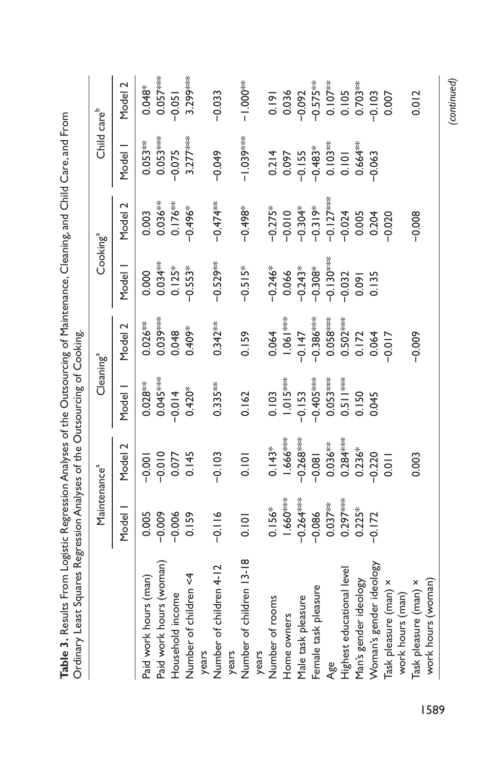**Table 3.** Results From Logistic Regression Analyses of the Outsourcing of Maintenance, Cleaning, and Child Care, and From Ordinary Least Squares Regression Analyses of the Outsourcing of Cooking.

| | Maintenance[a] | | Cleaning[a] | | Cooking[a] | | Child care[b] | |
|---|---|---|---|---|---|---|---|---|
| | Model 1 | Model 2 | Model 1 | Model 2 | Model 1 | Model 2 | Model 1 | Model 2 |
| Paid work hours (man) | 0.005 | −0.001 | 0.028** | 0.026** | 0.000 | 0.003 | 0.053** | 0.048* |
| Paid work hours (woman) | −0.009 | −0.010 | 0.045*** | 0.039*** | 0.034** | 0.036** | 0.053*** | 0.057*** |
| Household income | −0.006 | 0.077 | −0.014 | 0.048 | 0.125* | 0.176** | −0.075 | −0.051 |
| Number of children <4 years | 0.159 | 0.145 | 0.420* | 0.409* | −0.553* | −0.496* | 3.277*** | 3.299*** |
| Number of children 4-12 years | −0.116 | −0.103 | 0.335** | 0.342** | −0.529** | −0.474** | −0.049 | −0.033 |
| Number of children 13-18 years | 0.101 | 0.101 | 0.162 | 0.159 | −0.515* | −0.498* | −1.039*** | −1.000** |
| Number of rooms | 0.156* | 0.143* | 0.103 | 0.064 | −0.246* | −0.275* | 0.214 | 0.191 |
| Home owners | 1.660*** | 1.666*** | 1.015*** | 1.061*** | 0.066 | −0.010 | 0.097 | 0.036 |
| Male task pleasure | −0.264*** | −0.268*** | −0.153 | −0.147 | −0.243* | −0.304* | −0.155 | −0.092 |
| Female task pleasure | −0.086 | −0.081 | −0.405*** | −0.386*** | −0.308* | −0.319* | −0.483* | −0.575** |
| Age | 0.037** | 0.036** | 0.053*** | 0.058*** | −0.130*** | −0.127*** | 0.103** | 0.107** |
| Highest educational level | 0.297*** | 0.284*** | 0.511*** | 0.502*** | −0.032 | −0.024 | 0.101 | 0.105 |
| Man's gender ideology | 0.225* | 0.236* | 0.150 | 0.172 | 0.091 | 0.005 | 0.664** | 0.703** |
| Woman's gender ideology | −0.172 | −0.220 | 0.045 | 0.064 | 0.135 | 0.204 | −0.063 | −0.103 |
| Task pleasure (man) × work hours (man) | | 0.011 | | −0.017 | | −0.020 | | 0.007 |
| Task pleasure (man) × work hours (woman) | | 0.003 | | −0.009 | | −0.008 | | 0.012 |

*(continued)*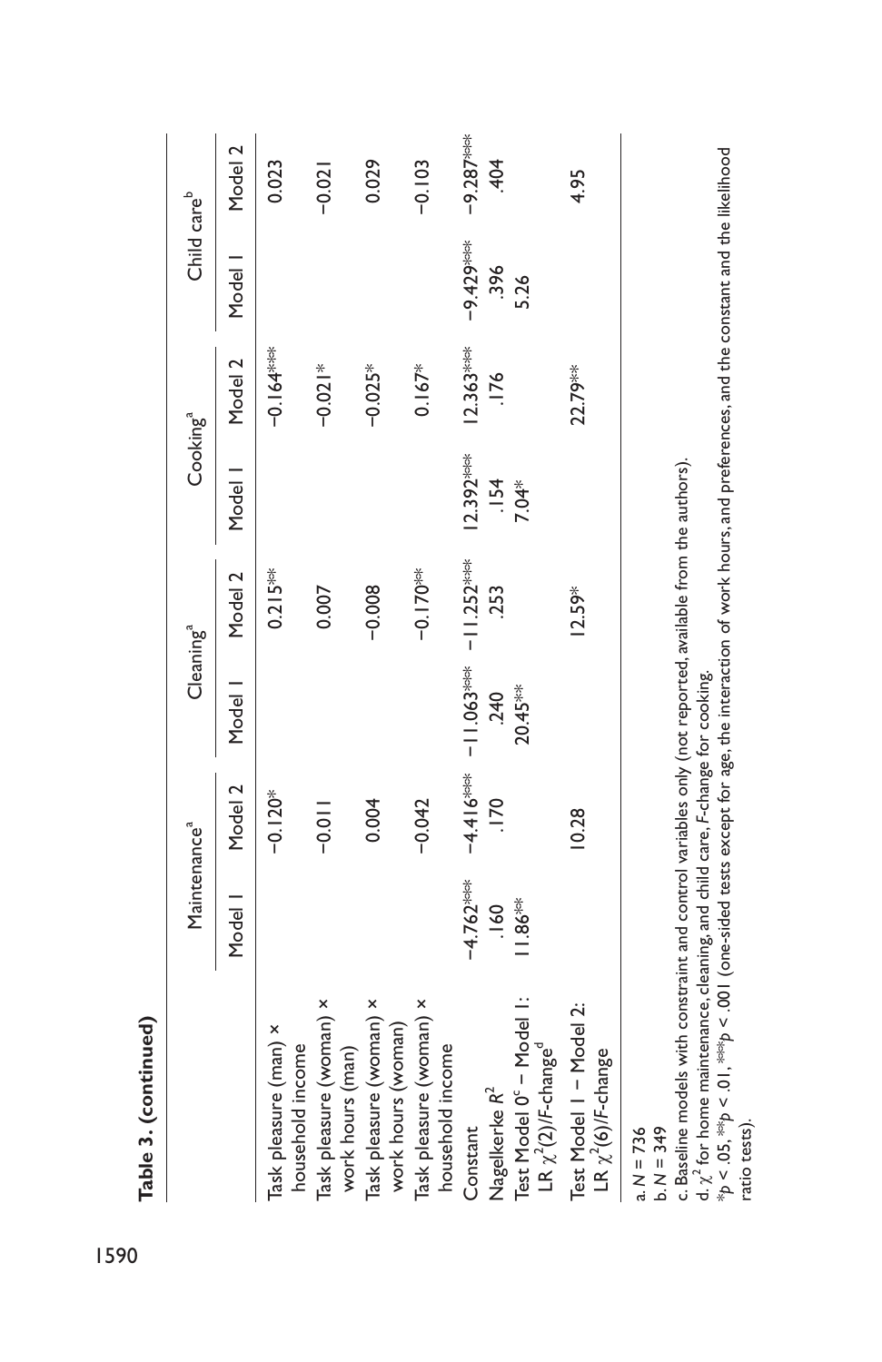**Table 3. (continued)**

| | Maintenance[a] | | Cleaning[a] | | Cooking[a] | | Child care[b] | |
|---|---|---|---|---|---|---|---|---|
| | Model 1 | Model 2 | Model 1 | Model 2 | Model 1 | Model 2 | Model 1 | Model 2 |
| Task pleasure (man) × household income | | −0.120* | | 0.215** | | −0.164*** | | 0.023 |
| Task pleasure (woman) × work hours (man) | | −0.011 | | 0.007 | | −0.021* | | −0.021 |
| Task pleasure (woman) × work hours (woman) | | 0.004 | | −0.008 | | −0.025* | | 0.029 |
| Task pleasure (woman) × household income | | −0.042 | | −0.170** | | 0.167* | | −0.103 |
| Constant | −4.762*** | −4.416*** | −11.063*** | −11.252*** | 12.392*** | 12.363*** | −9.429*** | −9.287*** |
| Nagelkerke $R^2$ | .160 | .170 | .240 | .253 | .154 | .176 | .396 | .404 |
| Test Model 0[c] – Model 1: LR $\chi^2(2)$/*F*-change[d] | 11.86** | | 20.45** | | 7.04* | | 5.26 | |
| Test Model 1 – Model 2: LR $\chi^2(6)$/*F*-change | | 10.28 | | 12.59* | | 22.79** | | 4.95 |

a. $N = 736$
b. $N = 349$
c. Baseline models with constraint and control variables only (not reported, available from the authors).
d. $\chi^2$ for home maintenance, cleaning, and child care, *F*-change for cooking.
\*$p < .05$, \*\*$p < .01$, \*\*\*$p < .001$ (one-sided tests except for age, the interaction of work hours, and preferences, and the constant and the likelihood ratio tests).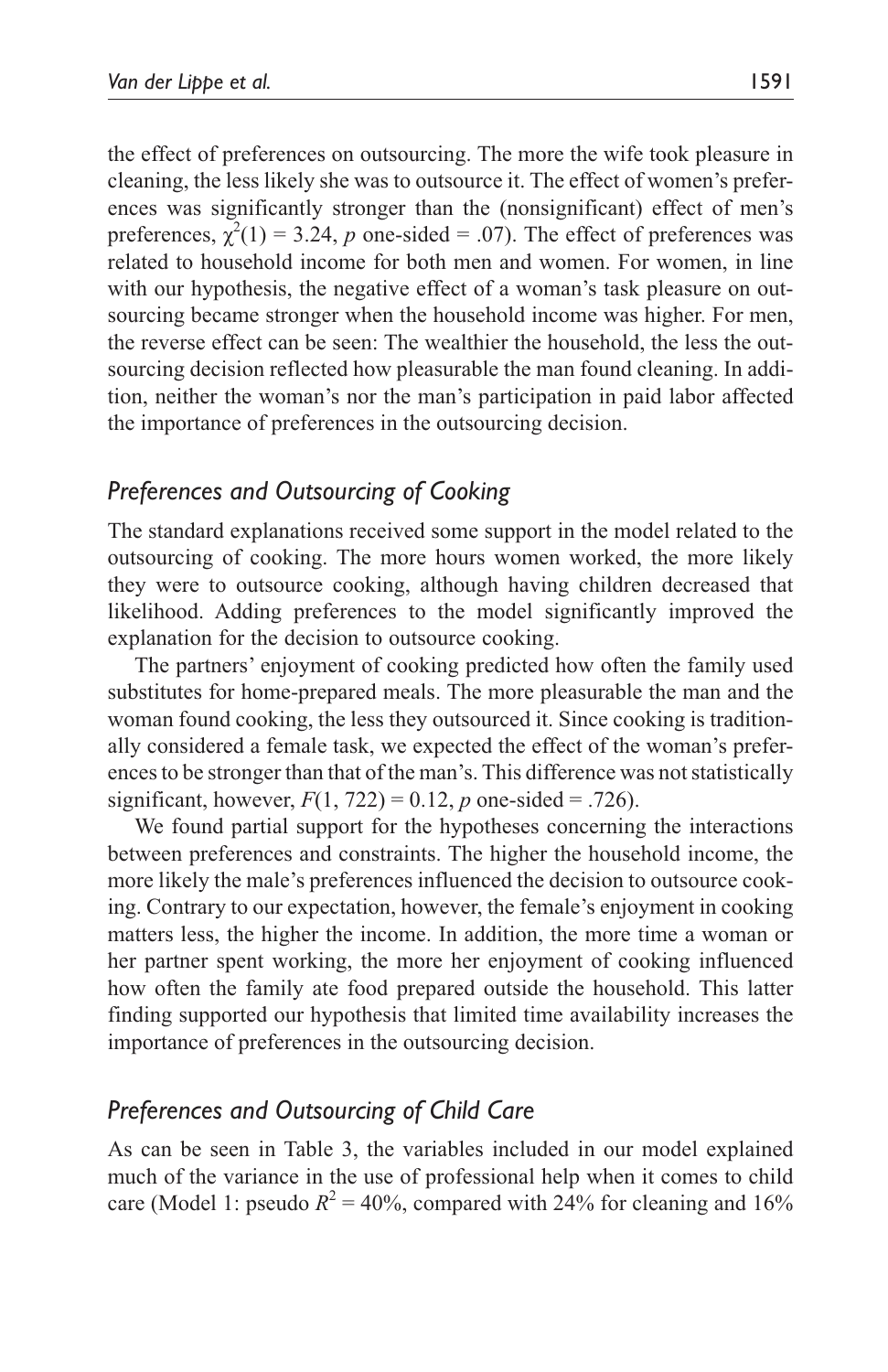the effect of preferences on outsourcing. The more the wife took pleasure in cleaning, the less likely she was to outsource it. The effect of women's preferences was significantly stronger than the (nonsignificant) effect of men's preferences, $\chi^2(1) = 3.24$, $p$ one-sided = .07). The effect of preferences was related to household income for both men and women. For women, in line with our hypothesis, the negative effect of a woman's task pleasure on outsourcing became stronger when the household income was higher. For men, the reverse effect can be seen: The wealthier the household, the less the outsourcing decision reflected how pleasurable the man found cleaning. In addition, neither the woman's nor the man's participation in paid labor affected the importance of preferences in the outsourcing decision.

### *Preferences and Outsourcing of Cooking*

The standard explanations received some support in the model related to the outsourcing of cooking. The more hours women worked, the more likely they were to outsource cooking, although having children decreased that likelihood. Adding preferences to the model significantly improved the explanation for the decision to outsource cooking.

The partners' enjoyment of cooking predicted how often the family used substitutes for home-prepared meals. The more pleasurable the man and the woman found cooking, the less they outsourced it. Since cooking is traditionally considered a female task, we expected the effect of the woman's preferences to be stronger than that of the man's. This difference was not statistically significant, however, $F(1, 722) = 0.12$, $p$ one-sided = .726).

We found partial support for the hypotheses concerning the interactions between preferences and constraints. The higher the household income, the more likely the male's preferences influenced the decision to outsource cooking. Contrary to our expectation, however, the female's enjoyment in cooking matters less, the higher the income. In addition, the more time a woman or her partner spent working, the more her enjoyment of cooking influenced how often the family ate food prepared outside the household. This latter finding supported our hypothesis that limited time availability increases the importance of preferences in the outsourcing decision.

### *Preferences and Outsourcing of Child Care*

As can be seen in Table 3, the variables included in our model explained much of the variance in the use of professional help when it comes to child care (Model 1: pseudo $R^2$ = 40%, compared with 24% for cleaning and 16%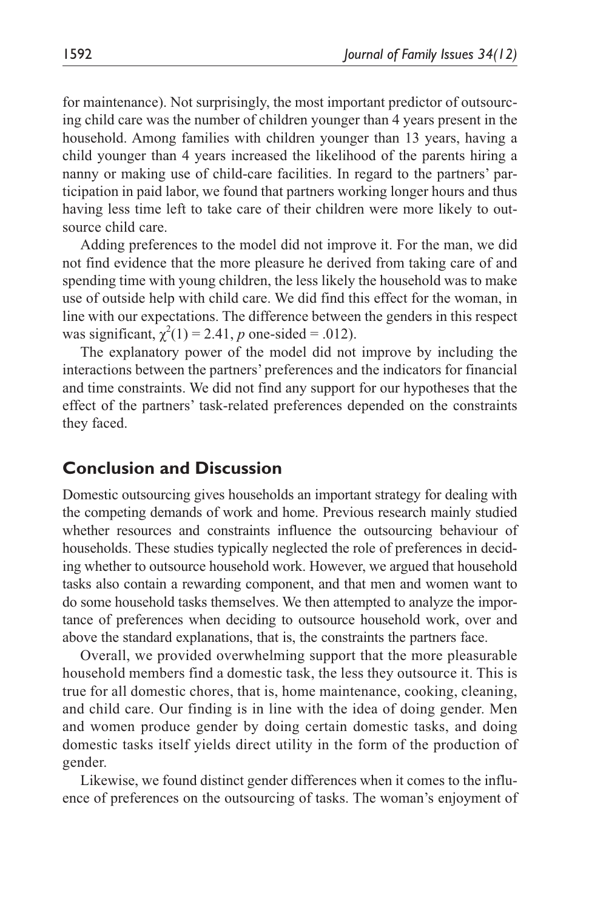for maintenance). Not surprisingly, the most important predictor of outsourcing child care was the number of children younger than 4 years present in the household. Among families with children younger than 13 years, having a child younger than 4 years increased the likelihood of the parents hiring a nanny or making use of child-care facilities. In regard to the partners' participation in paid labor, we found that partners working longer hours and thus having less time left to take care of their children were more likely to outsource child care.

Adding preferences to the model did not improve it. For the man, we did not find evidence that the more pleasure he derived from taking care of and spending time with young children, the less likely the household was to make use of outside help with child care. We did find this effect for the woman, in line with our expectations. The difference between the genders in this respect was significant, $\chi^2(1) = 2.41$, *p* one-sided = .012).

The explanatory power of the model did not improve by including the interactions between the partners' preferences and the indicators for financial and time constraints. We did not find any support for our hypotheses that the effect of the partners' task-related preferences depended on the constraints they faced.

## Conclusion and Discussion

Domestic outsourcing gives households an important strategy for dealing with the competing demands of work and home. Previous research mainly studied whether resources and constraints influence the outsourcing behaviour of households. These studies typically neglected the role of preferences in deciding whether to outsource household work. However, we argued that household tasks also contain a rewarding component, and that men and women want to do some household tasks themselves. We then attempted to analyze the importance of preferences when deciding to outsource household work, over and above the standard explanations, that is, the constraints the partners face.

Overall, we provided overwhelming support that the more pleasurable household members find a domestic task, the less they outsource it. This is true for all domestic chores, that is, home maintenance, cooking, cleaning, and child care. Our finding is in line with the idea of doing gender. Men and women produce gender by doing certain domestic tasks, and doing domestic tasks itself yields direct utility in the form of the production of gender.

Likewise, we found distinct gender differences when it comes to the influence of preferences on the outsourcing of tasks. The woman's enjoyment of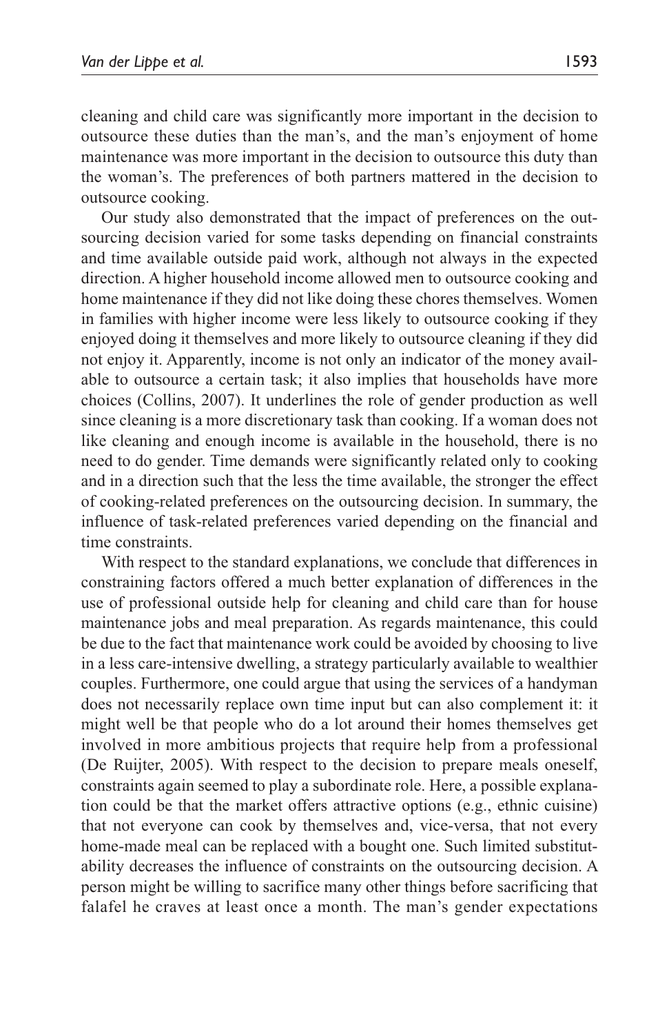cleaning and child care was significantly more important in the decision to outsource these duties than the man's, and the man's enjoyment of home maintenance was more important in the decision to outsource this duty than the woman's. The preferences of both partners mattered in the decision to outsource cooking.

Our study also demonstrated that the impact of preferences on the outsourcing decision varied for some tasks depending on financial constraints and time available outside paid work, although not always in the expected direction. A higher household income allowed men to outsource cooking and home maintenance if they did not like doing these chores themselves. Women in families with higher income were less likely to outsource cooking if they enjoyed doing it themselves and more likely to outsource cleaning if they did not enjoy it. Apparently, income is not only an indicator of the money available to outsource a certain task; it also implies that households have more choices (Collins, 2007). It underlines the role of gender production as well since cleaning is a more discretionary task than cooking. If a woman does not like cleaning and enough income is available in the household, there is no need to do gender. Time demands were significantly related only to cooking and in a direction such that the less the time available, the stronger the effect of cooking-related preferences on the outsourcing decision. In summary, the influence of task-related preferences varied depending on the financial and time constraints.

With respect to the standard explanations, we conclude that differences in constraining factors offered a much better explanation of differences in the use of professional outside help for cleaning and child care than for house maintenance jobs and meal preparation. As regards maintenance, this could be due to the fact that maintenance work could be avoided by choosing to live in a less care-intensive dwelling, a strategy particularly available to wealthier couples. Furthermore, one could argue that using the services of a handyman does not necessarily replace own time input but can also complement it: it might well be that people who do a lot around their homes themselves get involved in more ambitious projects that require help from a professional (De Ruijter, 2005). With respect to the decision to prepare meals oneself, constraints again seemed to play a subordinate role. Here, a possible explanation could be that the market offers attractive options (e.g., ethnic cuisine) that not everyone can cook by themselves and, vice-versa, that not every home-made meal can be replaced with a bought one. Such limited substitutability decreases the influence of constraints on the outsourcing decision. A person might be willing to sacrifice many other things before sacrificing that falafel he craves at least once a month. The man's gender expectations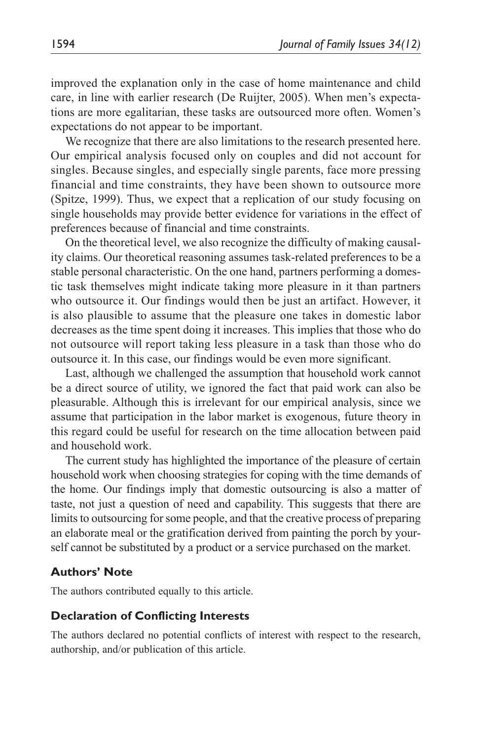improved the explanation only in the case of home maintenance and child care, in line with earlier research (De Ruijter, 2005). When men's expectations are more egalitarian, these tasks are outsourced more often. Women's expectations do not appear to be important.

We recognize that there are also limitations to the research presented here. Our empirical analysis focused only on couples and did not account for singles. Because singles, and especially single parents, face more pressing financial and time constraints, they have been shown to outsource more (Spitze, 1999). Thus, we expect that a replication of our study focusing on single households may provide better evidence for variations in the effect of preferences because of financial and time constraints.

On the theoretical level, we also recognize the difficulty of making causality claims. Our theoretical reasoning assumes task-related preferences to be a stable personal characteristic. On the one hand, partners performing a domestic task themselves might indicate taking more pleasure in it than partners who outsource it. Our findings would then be just an artifact. However, it is also plausible to assume that the pleasure one takes in domestic labor decreases as the time spent doing it increases. This implies that those who do not outsource will report taking less pleasure in a task than those who do outsource it. In this case, our findings would be even more significant.

Last, although we challenged the assumption that household work cannot be a direct source of utility, we ignored the fact that paid work can also be pleasurable. Although this is irrelevant for our empirical analysis, since we assume that participation in the labor market is exogenous, future theory in this regard could be useful for research on the time allocation between paid and household work.

The current study has highlighted the importance of the pleasure of certain household work when choosing strategies for coping with the time demands of the home. Our findings imply that domestic outsourcing is also a matter of taste, not just a question of need and capability. This suggests that there are limits to outsourcing for some people, and that the creative process of preparing an elaborate meal or the gratification derived from painting the porch by yourself cannot be substituted by a product or a service purchased on the market.

## Authors' Note

The authors contributed equally to this article.

## Declaration of Conflicting Interests

The authors declared no potential conflicts of interest with respect to the research, authorship, and/or publication of this article.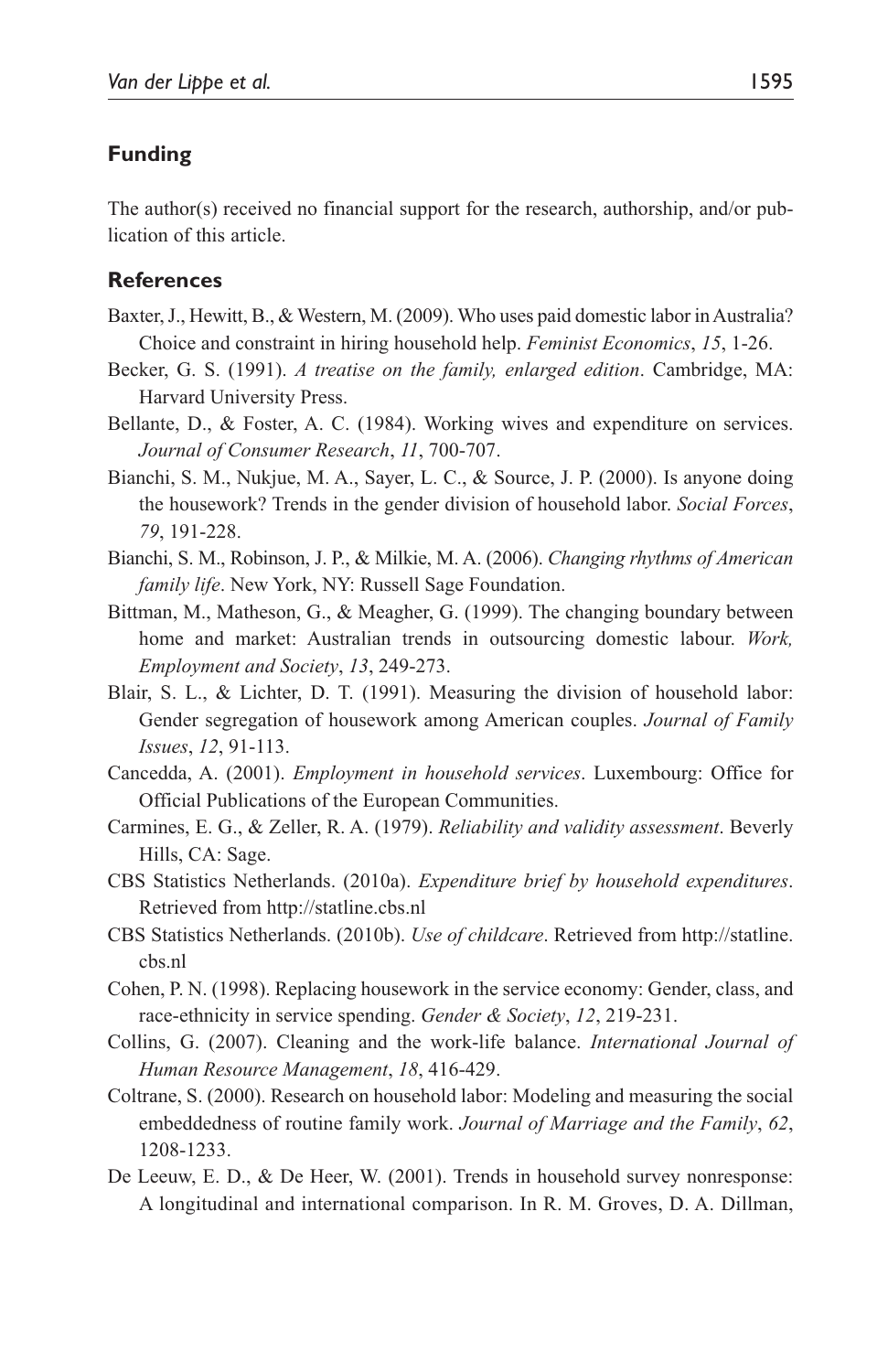## Funding

The author(s) received no financial support for the research, authorship, and/or publication of this article.

## References

Baxter, J., Hewitt, B., & Western, M. (2009). Who uses paid domestic labor in Australia? Choice and constraint in hiring household help. *Feminist Economics*, *15*, 1-26.

Becker, G. S. (1991). *A treatise on the family, enlarged edition*. Cambridge, MA: Harvard University Press.

Bellante, D., & Foster, A. C. (1984). Working wives and expenditure on services. *Journal of Consumer Research*, *11*, 700-707.

Bianchi, S. M., Nukjue, M. A., Sayer, L. C., & Source, J. P. (2000). Is anyone doing the housework? Trends in the gender division of household labor. *Social Forces*, *79*, 191-228.

Bianchi, S. M., Robinson, J. P., & Milkie, M. A. (2006). *Changing rhythms of American family life*. New York, NY: Russell Sage Foundation.

Bittman, M., Matheson, G., & Meagher, G. (1999). The changing boundary between home and market: Australian trends in outsourcing domestic labour. *Work, Employment and Society*, *13*, 249-273.

Blair, S. L., & Lichter, D. T. (1991). Measuring the division of household labor: Gender segregation of housework among American couples. *Journal of Family Issues*, *12*, 91-113.

Cancedda, A. (2001). *Employment in household services*. Luxembourg: Office for Official Publications of the European Communities.

Carmines, E. G., & Zeller, R. A. (1979). *Reliability and validity assessment*. Beverly Hills, CA: Sage.

CBS Statistics Netherlands. (2010a). *Expenditure brief by household expenditures*. Retrieved from http://statline.cbs.nl

CBS Statistics Netherlands. (2010b). *Use of childcare*. Retrieved from http://statline.cbs.nl

Cohen, P. N. (1998). Replacing housework in the service economy: Gender, class, and race-ethnicity in service spending. *Gender & Society*, *12*, 219-231.

Collins, G. (2007). Cleaning and the work-life balance. *International Journal of Human Resource Management*, *18*, 416-429.

Coltrane, S. (2000). Research on household labor: Modeling and measuring the social embeddedness of routine family work. *Journal of Marriage and the Family*, *62*, 1208-1233.

De Leeuw, E. D., & De Heer, W. (2001). Trends in household survey nonresponse: A longitudinal and international comparison. In R. M. Groves, D. A. Dillman,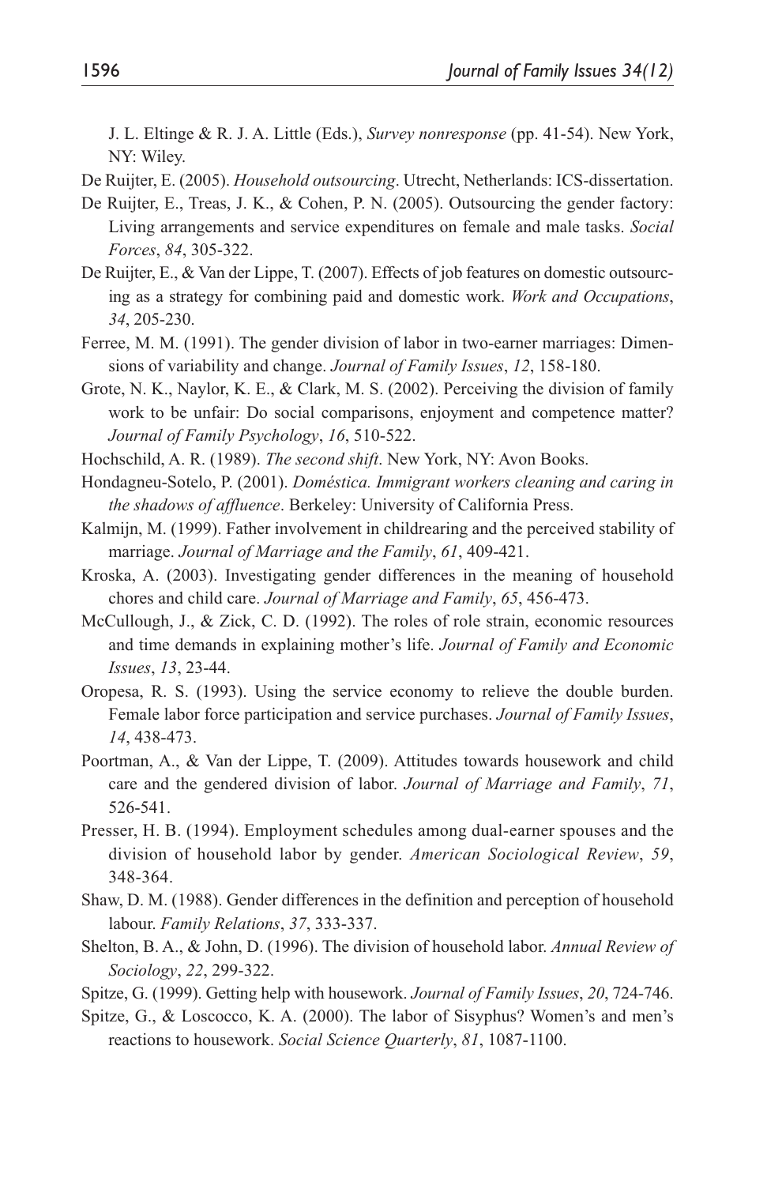J. L. Eltinge & R. J. A. Little (Eds.), *Survey nonresponse* (pp. 41-54). New York, NY: Wiley.

De Ruijter, E. (2005). *Household outsourcing*. Utrecht, Netherlands: ICS-dissertation.

De Ruijter, E., Treas, J. K., & Cohen, P. N. (2005). Outsourcing the gender factory: Living arrangements and service expenditures on female and male tasks. *Social Forces*, *84*, 305-322.

De Ruijter, E., & Van der Lippe, T. (2007). Effects of job features on domestic outsourcing as a strategy for combining paid and domestic work. *Work and Occupations*, *34*, 205-230.

Ferree, M. M. (1991). The gender division of labor in two-earner marriages: Dimensions of variability and change. *Journal of Family Issues*, *12*, 158-180.

Grote, N. K., Naylor, K. E., & Clark, M. S. (2002). Perceiving the division of family work to be unfair: Do social comparisons, enjoyment and competence matter? *Journal of Family Psychology*, *16*, 510-522.

Hochschild, A. R. (1989). *The second shift*. New York, NY: Avon Books.

Hondagneu-Sotelo, P. (2001). *Doméstica. Immigrant workers cleaning and caring in the shadows of affluence*. Berkeley: University of California Press.

Kalmijn, M. (1999). Father involvement in childrearing and the perceived stability of marriage. *Journal of Marriage and the Family*, *61*, 409-421.

Kroska, A. (2003). Investigating gender differences in the meaning of household chores and child care. *Journal of Marriage and Family*, *65*, 456-473.

McCullough, J., & Zick, C. D. (1992). The roles of role strain, economic resources and time demands in explaining mother's life. *Journal of Family and Economic Issues*, *13*, 23-44.

Oropesa, R. S. (1993). Using the service economy to relieve the double burden. Female labor force participation and service purchases. *Journal of Family Issues*, *14*, 438-473.

Poortman, A., & Van der Lippe, T. (2009). Attitudes towards housework and child care and the gendered division of labor. *Journal of Marriage and Family*, *71*, 526-541.

Presser, H. B. (1994). Employment schedules among dual-earner spouses and the division of household labor by gender. *American Sociological Review*, *59*, 348-364.

Shaw, D. M. (1988). Gender differences in the definition and perception of household labour. *Family Relations*, *37*, 333-337.

Shelton, B. A., & John, D. (1996). The division of household labor. *Annual Review of Sociology*, *22*, 299-322.

Spitze, G. (1999). Getting help with housework. *Journal of Family Issues*, *20*, 724-746.

Spitze, G., & Loscocco, K. A. (2000). The labor of Sisyphus? Women's and men's reactions to housework. *Social Science Quarterly*, *81*, 1087-1100.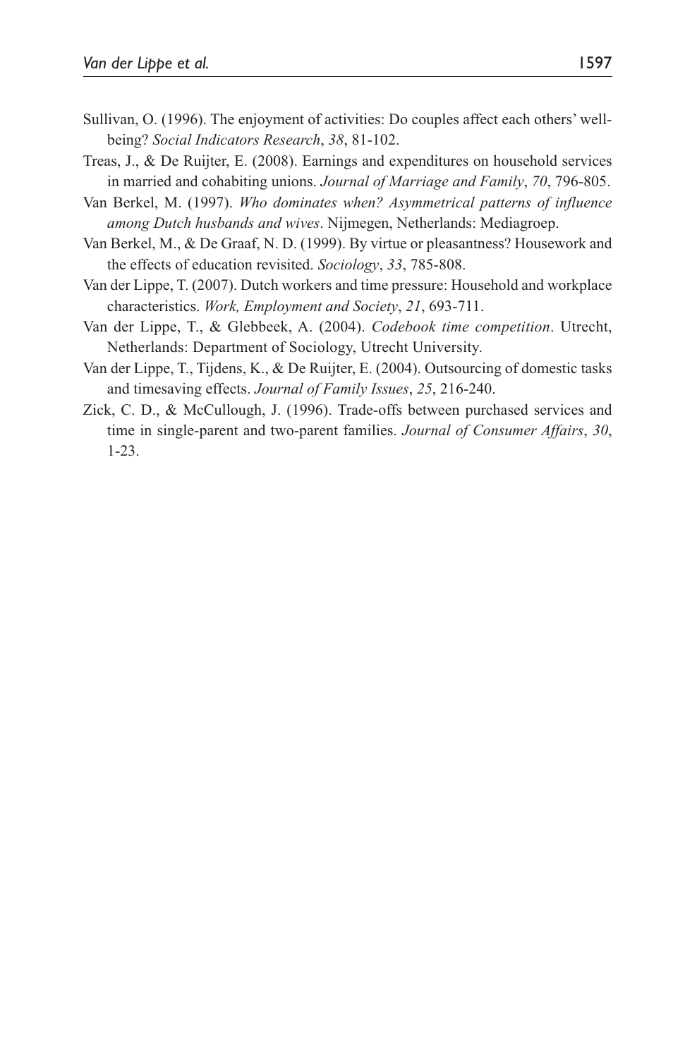Sullivan, O. (1996). The enjoyment of activities: Do couples affect each others' well-being? *Social Indicators Research*, *38*, 81-102.

Treas, J., & De Ruijter, E. (2008). Earnings and expenditures on household services in married and cohabiting unions. *Journal of Marriage and Family*, *70*, 796-805.

Van Berkel, M. (1997). *Who dominates when? Asymmetrical patterns of influence among Dutch husbands and wives*. Nijmegen, Netherlands: Mediagroep.

Van Berkel, M., & De Graaf, N. D. (1999). By virtue or pleasantness? Housework and the effects of education revisited. *Sociology*, *33*, 785-808.

Van der Lippe, T. (2007). Dutch workers and time pressure: Household and workplace characteristics. *Work, Employment and Society*, *21*, 693-711.

Van der Lippe, T., & Glebbeek, A. (2004). *Codebook time competition*. Utrecht, Netherlands: Department of Sociology, Utrecht University.

Van der Lippe, T., Tijdens, K., & De Ruijter, E. (2004). Outsourcing of domestic tasks and timesaving effects. *Journal of Family Issues*, *25*, 216-240.

Zick, C. D., & McCullough, J. (1996). Trade-offs between purchased services and time in single-parent and two-parent families. *Journal of Consumer Affairs*, *30*, 1-23.